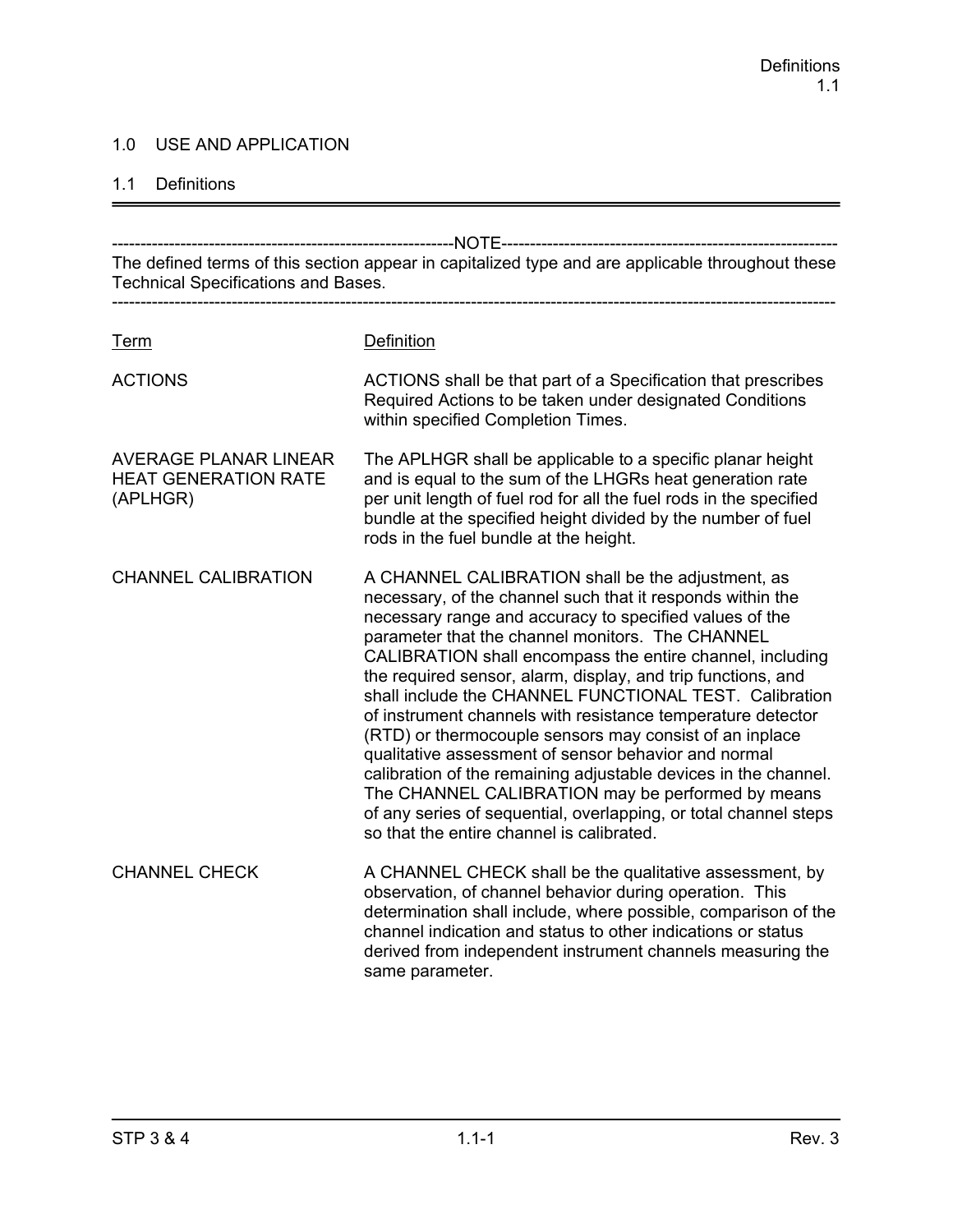# 1.0 USE AND APPLICATION

## 1.1 Definitions

---

-----NOTE-----

The defined terms of this section appear in capitalized type and are applicable throughout these Technical Specifications and Bases.

---

| Term | Definition |
|---|---|
| ACTIONS | ACTIONS shall be that part of a Specification that prescribes Required Actions to be taken under designated Conditions within specified Completion Times. |
| AVERAGE PLANAR LINEAR HEAT GENERATION RATE (APLHGR) | The APLHGR shall be applicable to a specific planar height and is equal to the sum of the LHGRs heat generation rate per unit length of fuel rod for all the fuel rods in the specified bundle at the specified height divided by the number of fuel rods in the fuel bundle at the height. |
| CHANNEL CALIBRATION | A CHANNEL CALIBRATION shall be the adjustment, as necessary, of the channel such that it responds within the necessary range and accuracy to specified values of the parameter that the channel monitors. The CHANNEL CALIBRATION shall encompass the entire channel, including the required sensor, alarm, display, and trip functions, and shall include the CHANNEL FUNCTIONAL TEST. Calibration of instrument channels with resistance temperature detector (RTD) or thermocouple sensors may consist of an inplace qualitative assessment of sensor behavior and normal calibration of the remaining adjustable devices in the channel. The CHANNEL CALIBRATION may be performed by means of any series of sequential, overlapping, or total channel steps so that the entire channel is calibrated. |
| CHANNEL CHECK | A CHANNEL CHECK shall be the qualitative assessment, by observation, of channel behavior during operation. This determination shall include, where possible, comparison of the channel indication and status to other indications or status derived from independent instrument channels measuring the same parameter. |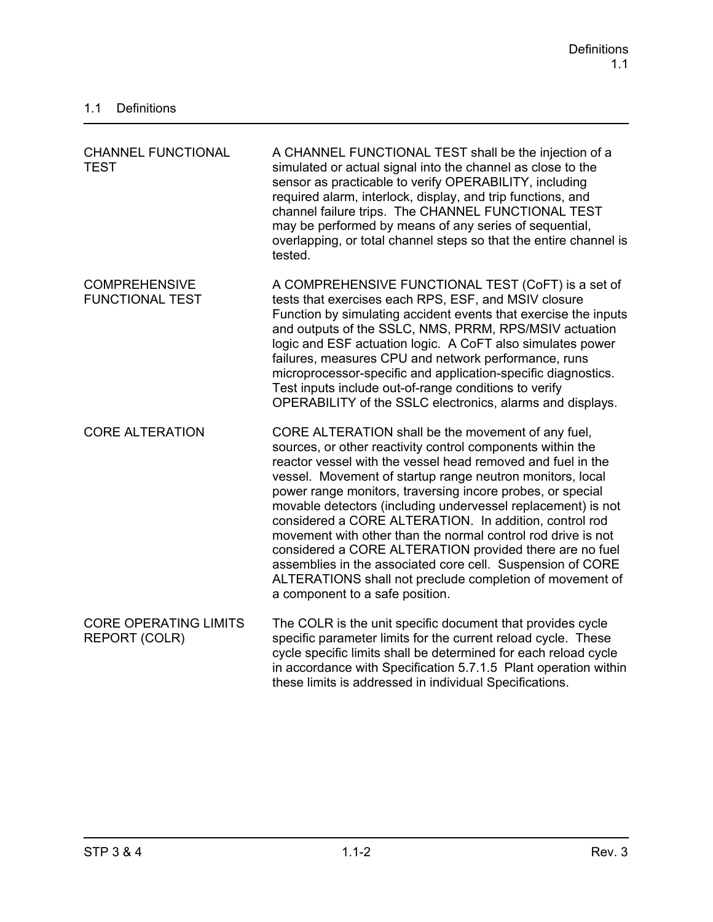## 1.1 Definitions

| | |
|---|---|
| CHANNEL FUNCTIONAL TEST | A CHANNEL FUNCTIONAL TEST shall be the injection of a simulated or actual signal into the channel as close to the sensor as practicable to verify OPERABILITY, including required alarm, interlock, display, and trip functions, and channel failure trips. The CHANNEL FUNCTIONAL TEST may be performed by means of any series of sequential, overlapping, or total channel steps so that the entire channel is tested. |
| COMPREHENSIVE FUNCTIONAL TEST | A COMPREHENSIVE FUNCTIONAL TEST (CoFT) is a set of tests that exercises each RPS, ESF, and MSIV closure Function by simulating accident events that exercise the inputs and outputs of the SSLC, NMS, PRRM, RPS/MSIV actuation logic and ESF actuation logic. A CoFT also simulates power failures, measures CPU and network performance, runs microprocessor-specific and application-specific diagnostics. Test inputs include out-of-range conditions to verify OPERABILITY of the SSLC electronics, alarms and displays. |
| CORE ALTERATION | CORE ALTERATION shall be the movement of any fuel, sources, or other reactivity control components within the reactor vessel with the vessel head removed and fuel in the vessel. Movement of startup range neutron monitors, local power range monitors, traversing incore probes, or special movable detectors (including undervessel replacement) is not considered a CORE ALTERATION. In addition, control rod movement with other than the normal control rod drive is not considered a CORE ALTERATION provided there are no fuel assemblies in the associated core cell. Suspension of CORE ALTERATIONS shall not preclude completion of movement of a component to a safe position. |
| CORE OPERATING LIMITS REPORT (COLR) | The COLR is the unit specific document that provides cycle specific parameter limits for the current reload cycle. These cycle specific limits shall be determined for each reload cycle in accordance with Specification 5.7.1.5 Plant operation within these limits is addressed in individual Specifications. |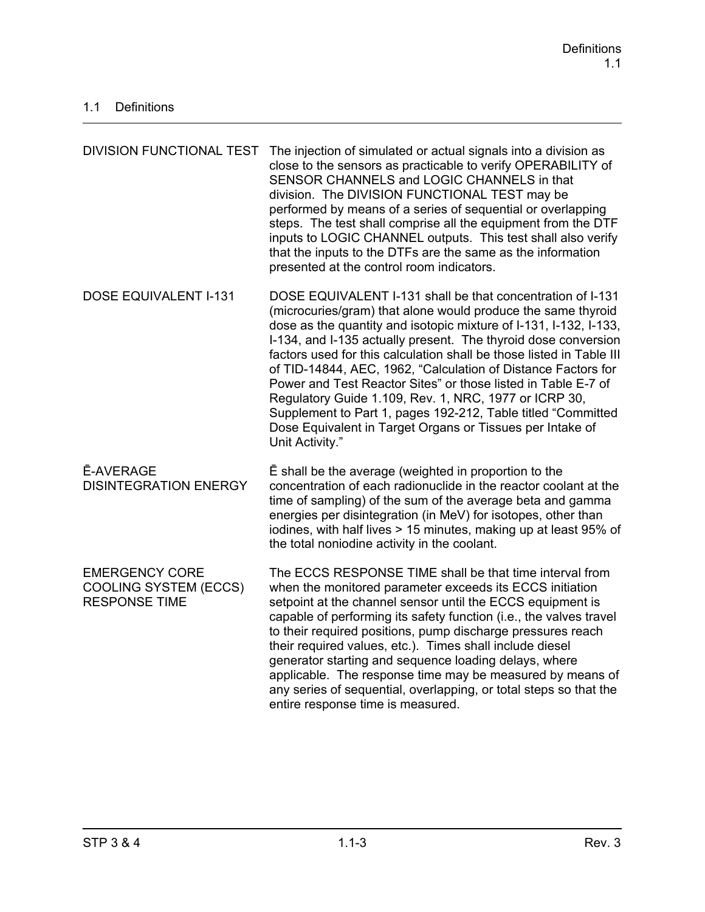## 1.1 Definitions

| | |
|---|---|
| DIVISION FUNCTIONAL TEST | The injection of simulated or actual signals into a division as close to the sensors as practicable to verify OPERABILITY of SENSOR CHANNELS and LOGIC CHANNELS in that division. The DIVISION FUNCTIONAL TEST may be performed by means of a series of sequential or overlapping steps. The test shall comprise all the equipment from the DTF inputs to LOGIC CHANNEL outputs. This test shall also verify that the inputs to the DTFs are the same as the information presented at the control room indicators. |
| DOSE EQUIVALENT I-131 | DOSE EQUIVALENT I-131 shall be that concentration of I-131 (microcuries/gram) that alone would produce the same thyroid dose as the quantity and isotopic mixture of I-131, I-132, I-133, I-134, and I-135 actually present. The thyroid dose conversion factors used for this calculation shall be those listed in Table III of TID-14844, AEC, 1962, "Calculation of Distance Factors for Power and Test Reactor Sites" or those listed in Table E-7 of Regulatory Guide 1.109, Rev. 1, NRC, 1977 or ICRP 30, Supplement to Part 1, pages 192-212, Table titled "Committed Dose Equivalent in Target Organs or Tissues per Intake of Unit Activity." |
| $\bar{E}$-AVERAGE DISINTEGRATION ENERGY | $\bar{E}$ shall be the average (weighted in proportion to the concentration of each radionuclide in the reactor coolant at the time of sampling) of the sum of the average beta and gamma energies per disintegration (in MeV) for isotopes, other than iodines, with half lives > 15 minutes, making up at least 95% of the total noniodine activity in the coolant. |
| EMERGENCY CORE COOLING SYSTEM (ECCS) RESPONSE TIME | The ECCS RESPONSE TIME shall be that time interval from when the monitored parameter exceeds its ECCS initiation setpoint at the channel sensor until the ECCS equipment is capable of performing its safety function (i.e., the valves travel to their required positions, pump discharge pressures reach their required values, etc.). Times shall include diesel generator starting and sequence loading delays, where applicable. The response time may be measured by means of any series of sequential, overlapping, or total steps so that the entire response time is measured. |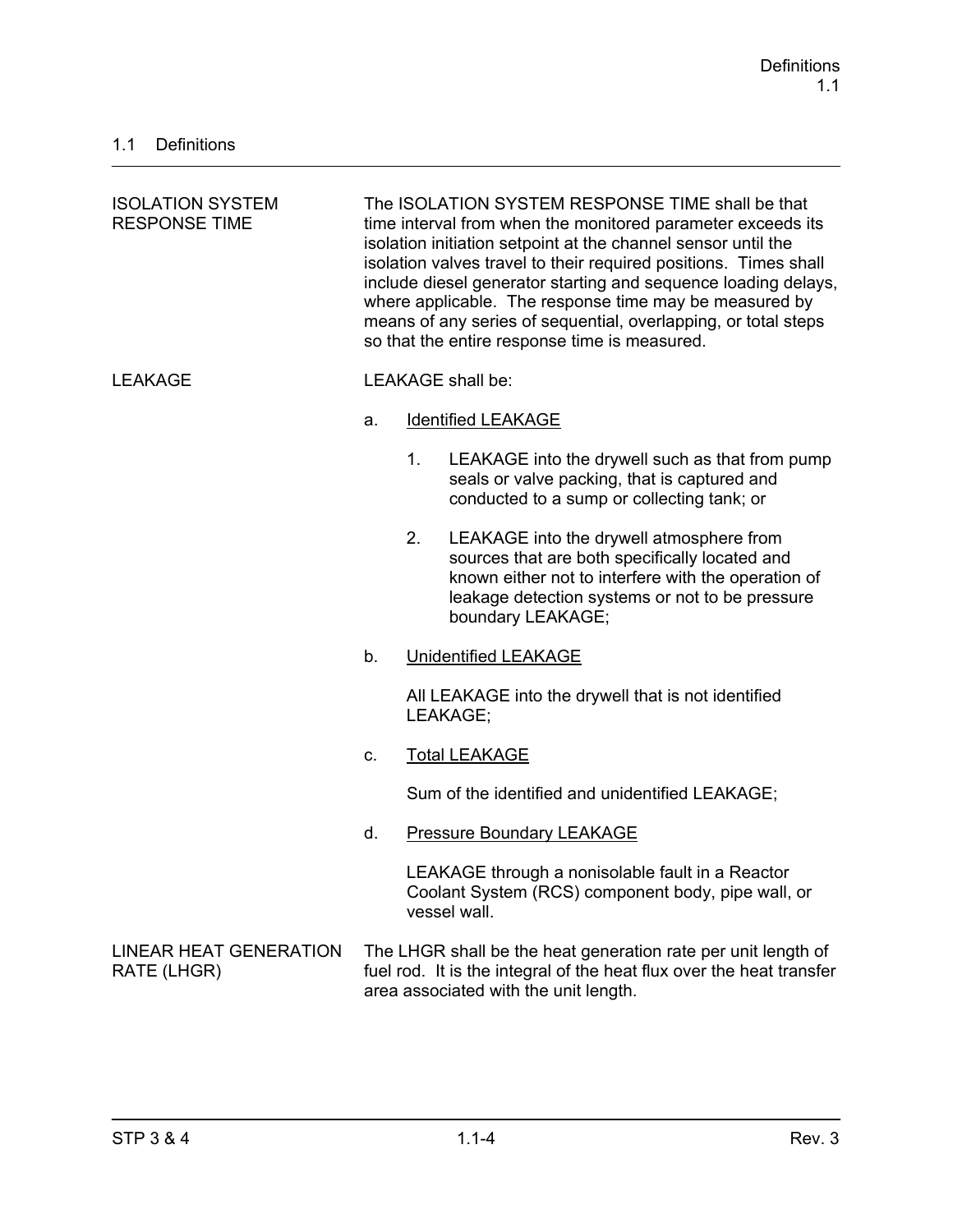## 1.1 Definitions

**ISOLATION SYSTEM RESPONSE TIME**

The ISOLATION SYSTEM RESPONSE TIME shall be that time interval from when the monitored parameter exceeds its isolation initiation setpoint at the channel sensor until the isolation valves travel to their required positions. Times shall include diesel generator starting and sequence loading delays, where applicable. The response time may be measured by means of any series of sequential, overlapping, or total steps so that the entire response time is measured.

**LEAKAGE**

LEAKAGE shall be:

a. Identified LEAKAGE

   1. LEAKAGE into the drywell such as that from pump seals or valve packing, that is captured and conducted to a sump or collecting tank; or

   2. LEAKAGE into the drywell atmosphere from sources that are both specifically located and known either not to interfere with the operation of leakage detection systems or not to be pressure boundary LEAKAGE;

b. Unidentified LEAKAGE

   All LEAKAGE into the drywell that is not identified LEAKAGE;

c. Total LEAKAGE

   Sum of the identified and unidentified LEAKAGE;

d. Pressure Boundary LEAKAGE

   LEAKAGE through a nonisolable fault in a Reactor Coolant System (RCS) component body, pipe wall, or vessel wall.

**LINEAR HEAT GENERATION RATE (LHGR)**

The LHGR shall be the heat generation rate per unit length of fuel rod. It is the integral of the heat flux over the heat transfer area associated with the unit length.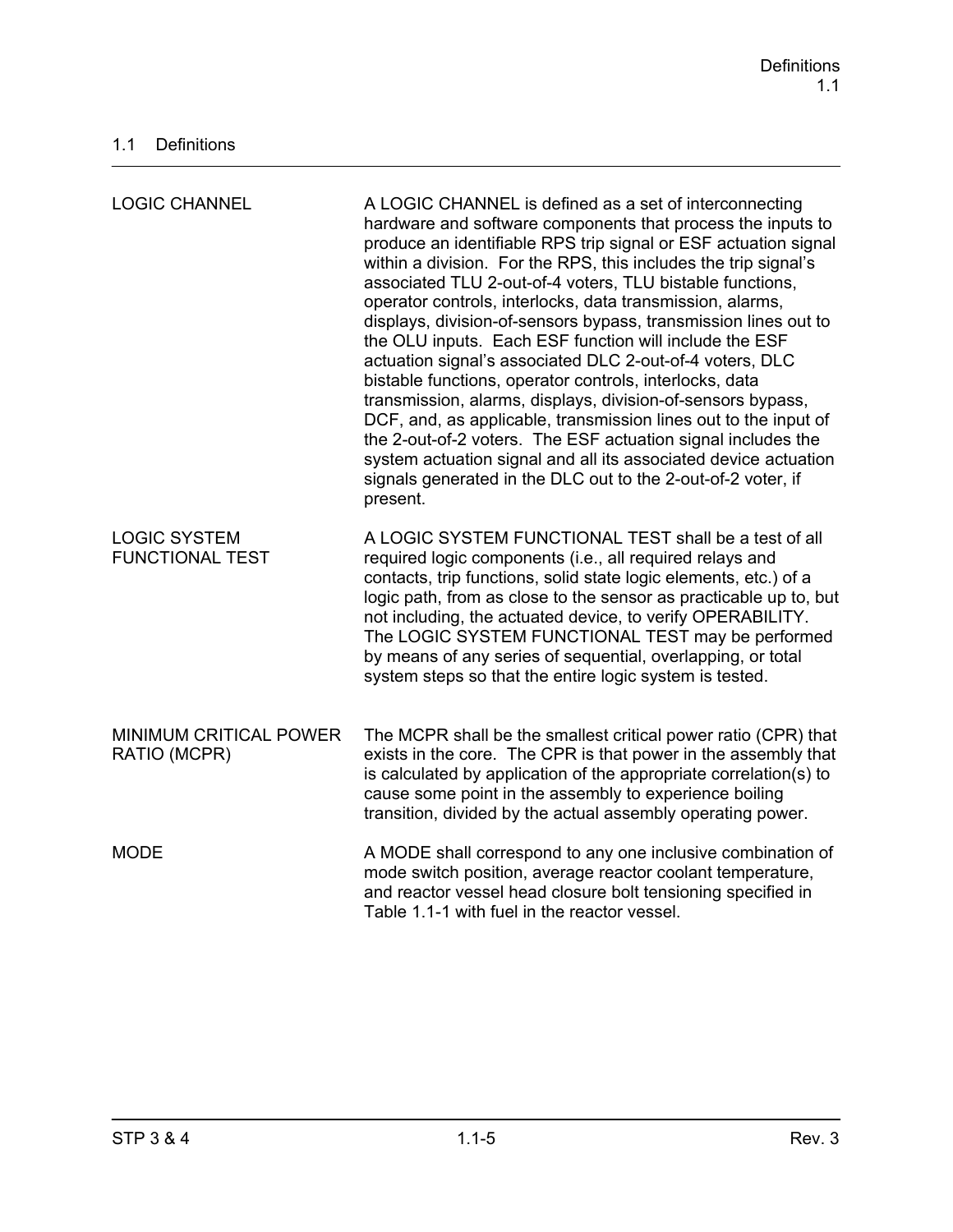## 1.1 Definitions

| | |
|---|---|
| LOGIC CHANNEL | A LOGIC CHANNEL is defined as a set of interconnecting hardware and software components that process the inputs to produce an identifiable RPS trip signal or ESF actuation signal within a division. For the RPS, this includes the trip signal's associated TLU 2-out-of-4 voters, TLU bistable functions, operator controls, interlocks, data transmission, alarms, displays, division-of-sensors bypass, transmission lines out to the OLU inputs. Each ESF function will include the ESF actuation signal's associated DLC 2-out-of-4 voters, DLC bistable functions, operator controls, interlocks, data transmission, alarms, displays, division-of-sensors bypass, DCF, and, as applicable, transmission lines out to the input of the 2-out-of-2 voters. The ESF actuation signal includes the system actuation signal and all its associated device actuation signals generated in the DLC out to the 2-out-of-2 voter, if present. |
| LOGIC SYSTEM FUNCTIONAL TEST | A LOGIC SYSTEM FUNCTIONAL TEST shall be a test of all required logic components (i.e., all required relays and contacts, trip functions, solid state logic elements, etc.) of a logic path, from as close to the sensor as practicable up to, but not including, the actuated device, to verify OPERABILITY. The LOGIC SYSTEM FUNCTIONAL TEST may be performed by means of any series of sequential, overlapping, or total system steps so that the entire logic system is tested. |
| MINIMUM CRITICAL POWER RATIO (MCPR) | The MCPR shall be the smallest critical power ratio (CPR) that exists in the core. The CPR is that power in the assembly that is calculated by application of the appropriate correlation(s) to cause some point in the assembly to experience boiling transition, divided by the actual assembly operating power. |
| MODE | A MODE shall correspond to any one inclusive combination of mode switch position, average reactor coolant temperature, and reactor vessel head closure bolt tensioning specified in Table 1.1-1 with fuel in the reactor vessel. |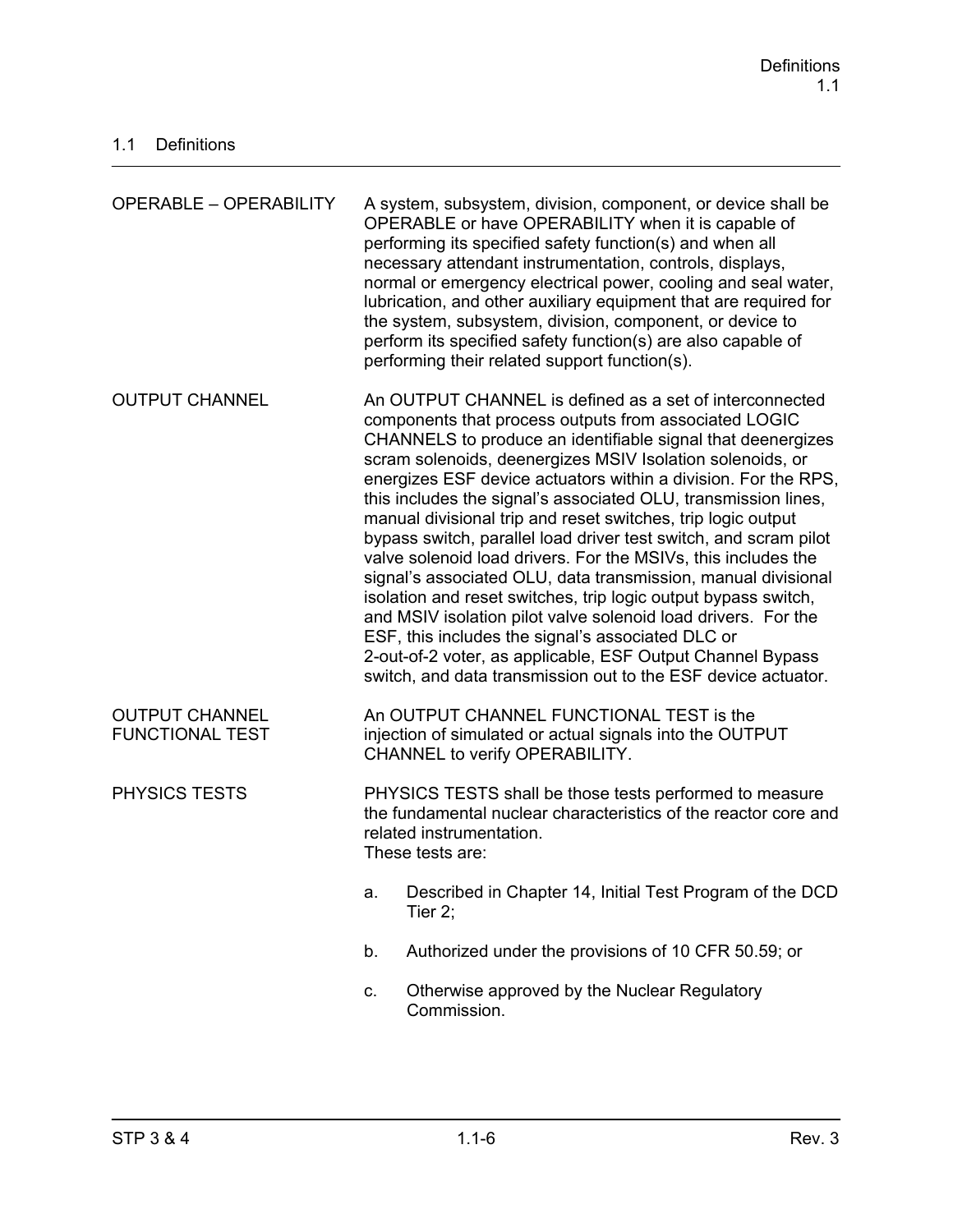## 1.1 Definitions

| | |
|---|---|
| OPERABLE – OPERABILITY | A system, subsystem, division, component, or device shall be OPERABLE or have OPERABILITY when it is capable of performing its specified safety function(s) and when all necessary attendant instrumentation, controls, displays, normal or emergency electrical power, cooling and seal water, lubrication, and other auxiliary equipment that are required for the system, subsystem, division, component, or device to perform its specified safety function(s) are also capable of performing their related support function(s). |
| OUTPUT CHANNEL | An OUTPUT CHANNEL is defined as a set of interconnected components that process outputs from associated LOGIC CHANNELS to produce an identifiable signal that deenergizes scram solenoids, deenergizes MSIV Isolation solenoids, or energizes ESF device actuators within a division. For the RPS, this includes the signal's associated OLU, transmission lines, manual divisional trip and reset switches, trip logic output bypass switch, parallel load driver test switch, and scram pilot valve solenoid load drivers. For the MSIVs, this includes the signal's associated OLU, data transmission, manual divisional isolation and reset switches, trip logic output bypass switch, and MSIV isolation pilot valve solenoid load drivers. For the ESF, this includes the signal's associated DLC or 2-out-of-2 voter, as applicable, ESF Output Channel Bypass switch, and data transmission out to the ESF device actuator. |
| OUTPUT CHANNEL FUNCTIONAL TEST | An OUTPUT CHANNEL FUNCTIONAL TEST is the injection of simulated or actual signals into the OUTPUT CHANNEL to verify OPERABILITY. |
| PHYSICS TESTS | PHYSICS TESTS shall be those tests performed to measure the fundamental nuclear characteristics of the reactor core and related instrumentation.<br>These tests are:<br>a. Described in Chapter 14, Initial Test Program of the DCD Tier 2;<br>b. Authorized under the provisions of 10 CFR 50.59; or<br>c. Otherwise approved by the Nuclear Regulatory Commission. |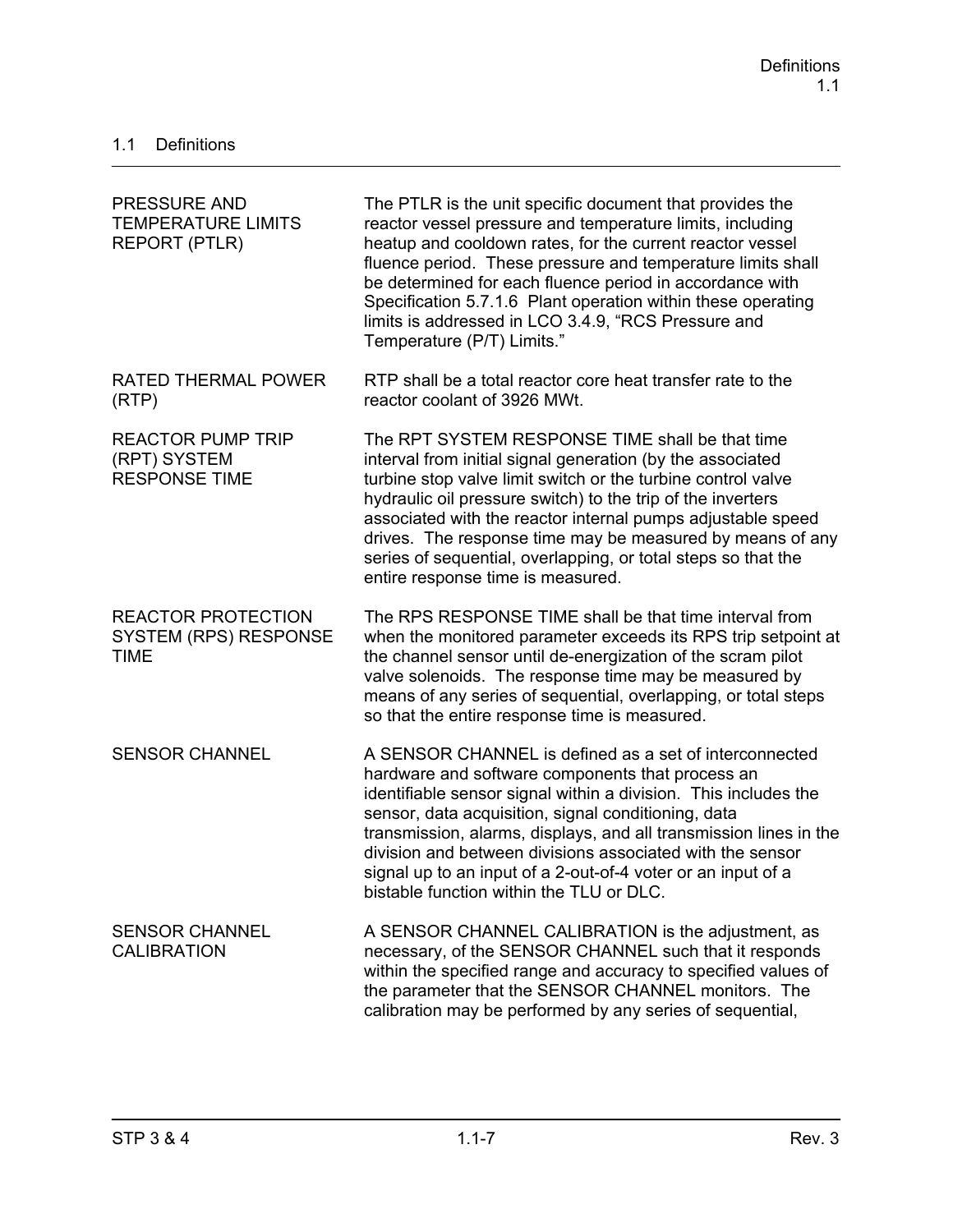## 1.1 Definitions

| | |
|---|---|
| PRESSURE AND TEMPERATURE LIMITS REPORT (PTLR) | The PTLR is the unit specific document that provides the reactor vessel pressure and temperature limits, including heatup and cooldown rates, for the current reactor vessel fluence period. These pressure and temperature limits shall be determined for each fluence period in accordance with Specification 5.7.1.6 Plant operation within these operating limits is addressed in LCO 3.4.9, "RCS Pressure and Temperature (P/T) Limits." |
| RATED THERMAL POWER (RTP) | RTP shall be a total reactor core heat transfer rate to the reactor coolant of 3926 MWt. |
| REACTOR PUMP TRIP (RPT) SYSTEM RESPONSE TIME | The RPT SYSTEM RESPONSE TIME shall be that time interval from initial signal generation (by the associated turbine stop valve limit switch or the turbine control valve hydraulic oil pressure switch) to the trip of the inverters associated with the reactor internal pumps adjustable speed drives. The response time may be measured by means of any series of sequential, overlapping, or total steps so that the entire response time is measured. |
| REACTOR PROTECTION SYSTEM (RPS) RESPONSE TIME | The RPS RESPONSE TIME shall be that time interval from when the monitored parameter exceeds its RPS trip setpoint at the channel sensor until de-energization of the scram pilot valve solenoids. The response time may be measured by means of any series of sequential, overlapping, or total steps so that the entire response time is measured. |
| SENSOR CHANNEL | A SENSOR CHANNEL is defined as a set of interconnected hardware and software components that process an identifiable sensor signal within a division. This includes the sensor, data acquisition, signal conditioning, data transmission, alarms, displays, and all transmission lines in the division and between divisions associated with the sensor signal up to an input of a 2-out-of-4 voter or an input of a bistable function within the TLU or DLC. |
| SENSOR CHANNEL CALIBRATION | A SENSOR CHANNEL CALIBRATION is the adjustment, as necessary, of the SENSOR CHANNEL such that it responds within the specified range and accuracy to specified values of the parameter that the SENSOR CHANNEL monitors. The calibration may be performed by any series of sequential, |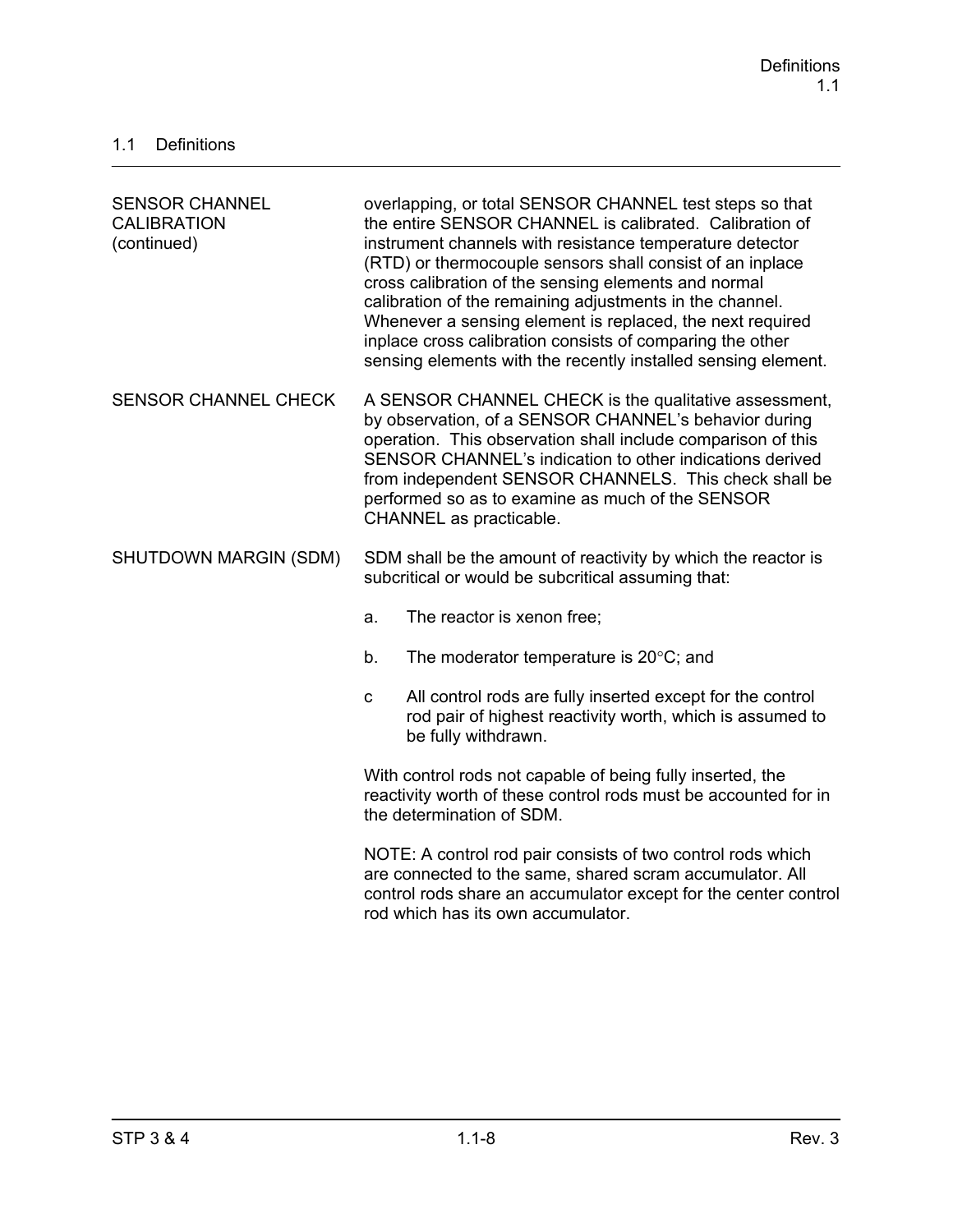## 1.1 Definitions

| | |
|---|---|
| SENSOR CHANNEL CALIBRATION (continued) | overlapping, or total SENSOR CHANNEL test steps so that the entire SENSOR CHANNEL is calibrated. Calibration of instrument channels with resistance temperature detector (RTD) or thermocouple sensors shall consist of an inplace cross calibration of the sensing elements and normal calibration of the remaining adjustments in the channel. Whenever a sensing element is replaced, the next required inplace cross calibration consists of comparing the other sensing elements with the recently installed sensing element. |
| SENSOR CHANNEL CHECK | A SENSOR CHANNEL CHECK is the qualitative assessment, by observation, of a SENSOR CHANNEL's behavior during operation. This observation shall include comparison of this SENSOR CHANNEL's indication to other indications derived from independent SENSOR CHANNELS. This check shall be performed so as to examine as much of the SENSOR CHANNEL as practicable. |
| SHUTDOWN MARGIN (SDM) | SDM shall be the amount of reactivity by which the reactor is subcritical or would be subcritical assuming that:<br><br>a. The reactor is xenon free;<br><br>b. The moderator temperature is 20°C; and<br><br>c All control rods are fully inserted except for the control rod pair of highest reactivity worth, which is assumed to be fully withdrawn.<br><br>With control rods not capable of being fully inserted, the reactivity worth of these control rods must be accounted for in the determination of SDM.<br><br>NOTE: A control rod pair consists of two control rods which are connected to the same, shared scram accumulator. All control rods share an accumulator except for the center control rod which has its own accumulator. |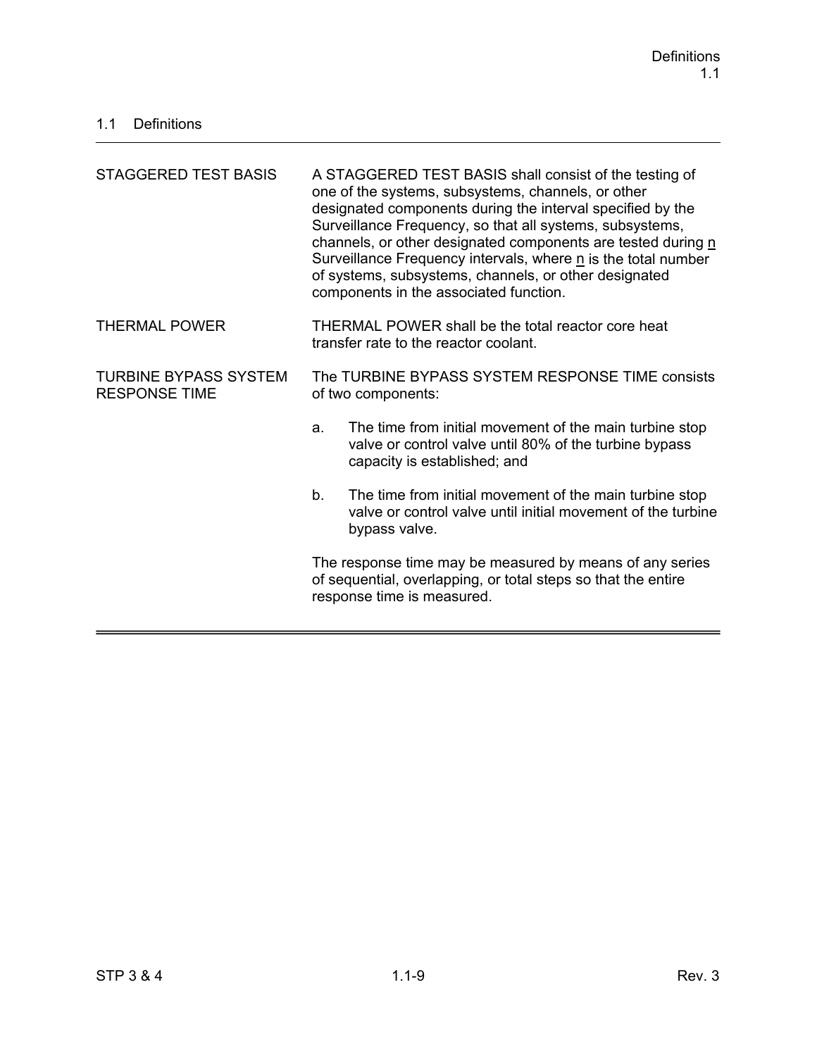## 1.1 Definitions

| | |
|---|---|
| STAGGERED TEST BASIS | A STAGGERED TEST BASIS shall consist of the testing of one of the systems, subsystems, channels, or other designated components during the interval specified by the Surveillance Frequency, so that all systems, subsystems, channels, or other designated components are tested during n Surveillance Frequency intervals, where n is the total number of systems, subsystems, channels, or other designated components in the associated function. |
| THERMAL POWER | THERMAL POWER shall be the total reactor core heat transfer rate to the reactor coolant. |
| TURBINE BYPASS SYSTEM RESPONSE TIME | The TURBINE BYPASS SYSTEM RESPONSE TIME consists of two components:<br><br>a. The time from initial movement of the main turbine stop valve or control valve until 80% of the turbine bypass capacity is established; and<br><br>b. The time from initial movement of the main turbine stop valve or control valve until initial movement of the turbine bypass valve.<br><br>The response time may be measured by means of any series of sequential, overlapping, or total steps so that the entire response time is measured. |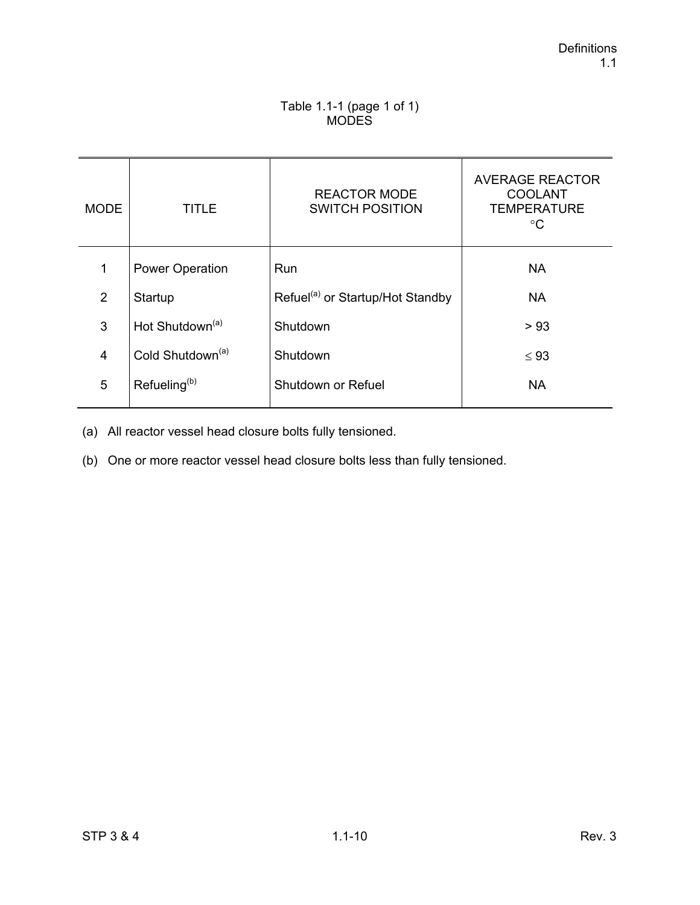Table 1.1-1 (page 1 of 1)
MODES

| MODE | TITLE | REACTOR MODE SWITCH POSITION | AVERAGE REACTOR COOLANT TEMPERATURE °C |
|---|---|---|---|
| 1 | Power Operation | Run | NA |
| 2 | Startup | Refuel[(a)] or Startup/Hot Standby | NA |
| 3 | Hot Shutdown[(a)] | Shutdown | > 93 |
| 4 | Cold Shutdown[(a)] | Shutdown | ≤ 93 |
| 5 | Refueling[(b)] | Shutdown or Refuel | NA |

(a) All reactor vessel head closure bolts fully tensioned.

(b) One or more reactor vessel head closure bolts less than fully tensioned.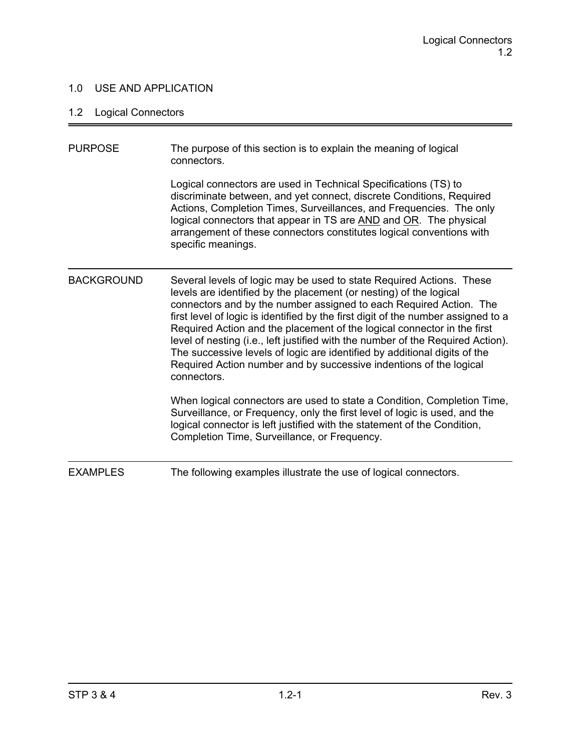## 1.0 USE AND APPLICATION

### 1.2 Logical Connectors

**PURPOSE**

The purpose of this section is to explain the meaning of logical connectors.

Logical connectors are used in Technical Specifications (TS) to discriminate between, and yet connect, discrete Conditions, Required Actions, Completion Times, Surveillances, and Frequencies. The only logical connectors that appear in TS are <u>AND</u> and <u>OR</u>. The physical arrangement of these connectors constitutes logical conventions with specific meanings.

**BACKGROUND**

Several levels of logic may be used to state Required Actions. These levels are identified by the placement (or nesting) of the logical connectors and by the number assigned to each Required Action. The first level of logic is identified by the first digit of the number assigned to a Required Action and the placement of the logical connector in the first level of nesting (i.e., left justified with the number of the Required Action). The successive levels of logic are identified by additional digits of the Required Action number and by successive indentions of the logical connectors.

When logical connectors are used to state a Condition, Completion Time, Surveillance, or Frequency, only the first level of logic is used, and the logical connector is left justified with the statement of the Condition, Completion Time, Surveillance, or Frequency.

**EXAMPLES**

The following examples illustrate the use of logical connectors.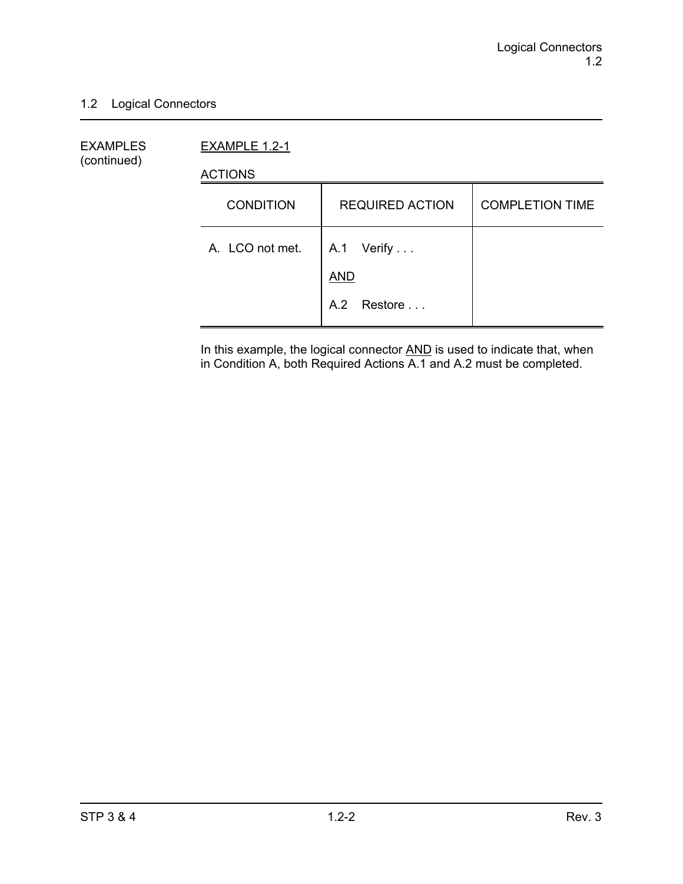## 1.2 Logical Connectors

EXAMPLES (continued)

EXAMPLE 1.2-1

ACTIONS

| CONDITION | REQUIRED ACTION | COMPLETION TIME |
|---|---|---|
| A. LCO not met. | A.1 Verify . . .<br><br>AND<br><br>A.2 Restore . . . | |

In this example, the logical connector AND is used to indicate that, when in Condition A, both Required Actions A.1 and A.2 must be completed.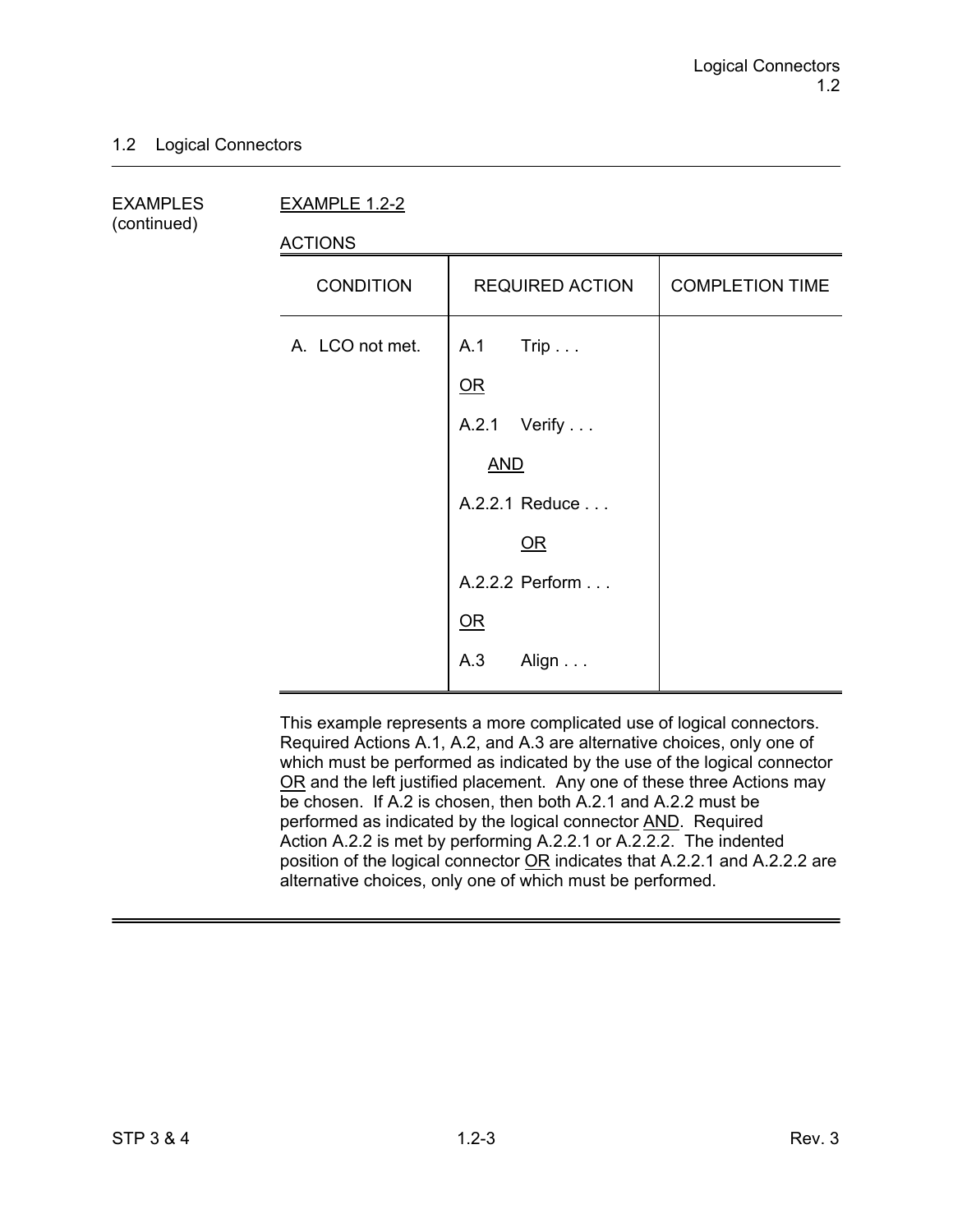## 1.2 Logical Connectors

EXAMPLES (continued)

EXAMPLE 1.2-2

ACTIONS

| CONDITION | REQUIRED ACTION | COMPLETION TIME |
|---|---|---|
| A. LCO not met. | A.1 Trip . . .<br><br>OR<br><br>A.2.1 Verify . . .<br><br>AND<br><br>A.2.2.1 Reduce . . .<br><br>OR<br><br>A.2.2.2 Perform . . .<br><br>OR<br><br>A.3 Align . . . | |

This example represents a more complicated use of logical connectors. Required Actions A.1, A.2, and A.3 are alternative choices, only one of which must be performed as indicated by the use of the logical connector OR and the left justified placement. Any one of these three Actions may be chosen. If A.2 is chosen, then both A.2.1 and A.2.2 must be performed as indicated by the logical connector AND. Required Action A.2.2 is met by performing A.2.2.1 or A.2.2.2. The indented position of the logical connector OR indicates that A.2.2.1 and A.2.2.2 are alternative choices, only one of which must be performed.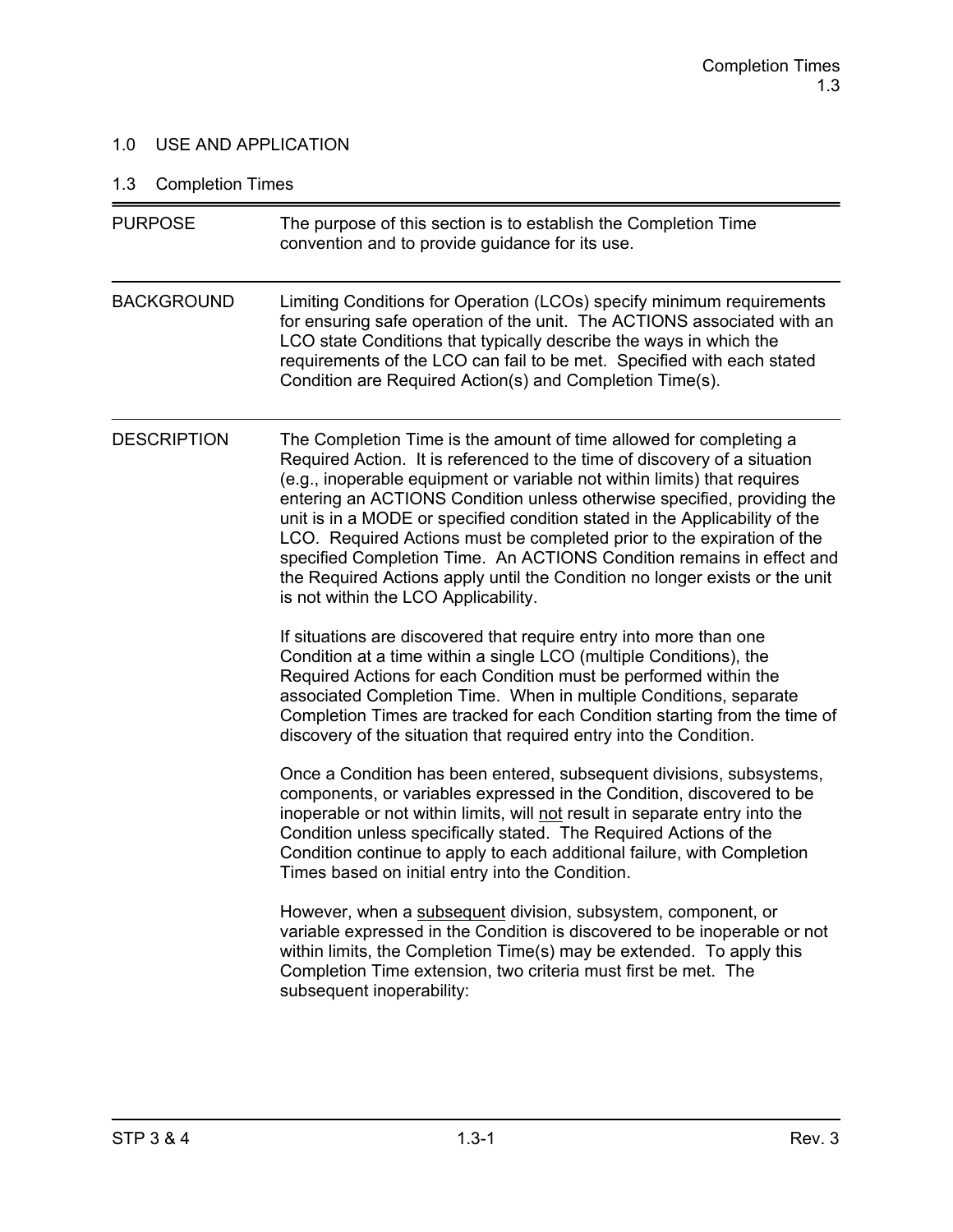## 1.0 USE AND APPLICATION

### 1.3 Completion Times

**PURPOSE**

The purpose of this section is to establish the Completion Time convention and to provide guidance for its use.

**BACKGROUND**

Limiting Conditions for Operation (LCOs) specify minimum requirements for ensuring safe operation of the unit. The ACTIONS associated with an LCO state Conditions that typically describe the ways in which the requirements of the LCO can fail to be met. Specified with each stated Condition are Required Action(s) and Completion Time(s).

**DESCRIPTION**

The Completion Time is the amount of time allowed for completing a Required Action. It is referenced to the time of discovery of a situation (e.g., inoperable equipment or variable not within limits) that requires entering an ACTIONS Condition unless otherwise specified, providing the unit is in a MODE or specified condition stated in the Applicability of the LCO. Required Actions must be completed prior to the expiration of the specified Completion Time. An ACTIONS Condition remains in effect and the Required Actions apply until the Condition no longer exists or the unit is not within the LCO Applicability.

If situations are discovered that require entry into more than one Condition at a time within a single LCO (multiple Conditions), the Required Actions for each Condition must be performed within the associated Completion Time. When in multiple Conditions, separate Completion Times are tracked for each Condition starting from the time of discovery of the situation that required entry into the Condition.

Once a Condition has been entered, subsequent divisions, subsystems, components, or variables expressed in the Condition, discovered to be inoperable or not within limits, will <u>not</u> result in separate entry into the Condition unless specifically stated. The Required Actions of the Condition continue to apply to each additional failure, with Completion Times based on initial entry into the Condition.

However, when a <u>subsequent</u> division, subsystem, component, or variable expressed in the Condition is discovered to be inoperable or not within limits, the Completion Time(s) may be extended. To apply this Completion Time extension, two criteria must first be met. The subsequent inoperability: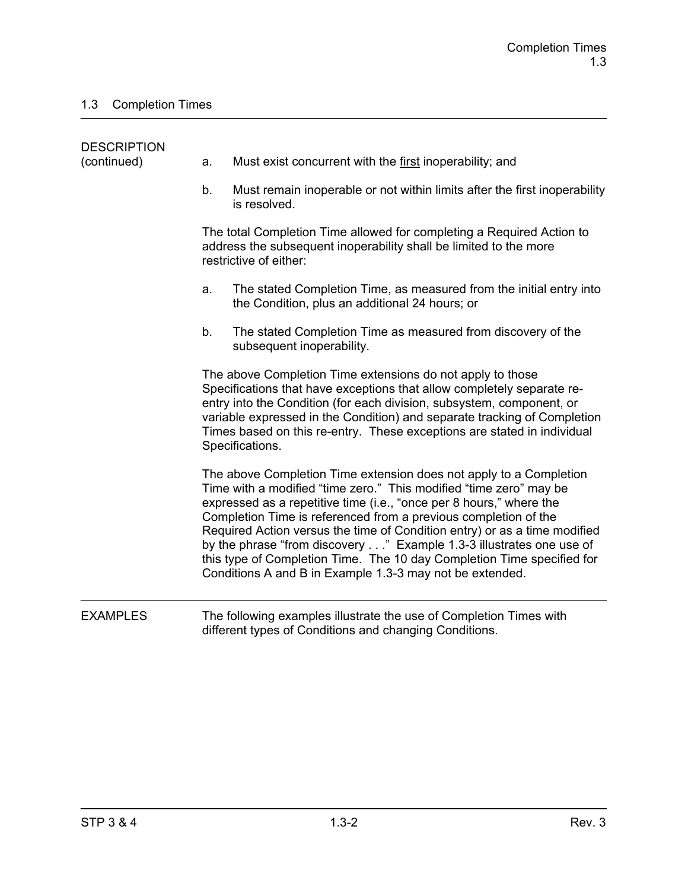## 1.3 Completion Times

DESCRIPTION (continued)

a. Must exist concurrent with the first inoperability; and

b. Must remain inoperable or not within limits after the first inoperability is resolved.

The total Completion Time allowed for completing a Required Action to address the subsequent inoperability shall be limited to the more restrictive of either:

a. The stated Completion Time, as measured from the initial entry into the Condition, plus an additional 24 hours; or

b. The stated Completion Time as measured from discovery of the subsequent inoperability.

The above Completion Time extensions do not apply to those Specifications that have exceptions that allow completely separate re-entry into the Condition (for each division, subsystem, component, or variable expressed in the Condition) and separate tracking of Completion Times based on this re-entry. These exceptions are stated in individual Specifications.

The above Completion Time extension does not apply to a Completion Time with a modified "time zero." This modified "time zero" may be expressed as a repetitive time (i.e., "once per 8 hours," where the Completion Time is referenced from a previous completion of the Required Action versus the time of Condition entry) or as a time modified by the phrase "from discovery . . ." Example 1.3-3 illustrates one use of this type of Completion Time. The 10 day Completion Time specified for Conditions A and B in Example 1.3-3 may not be extended.

EXAMPLES

The following examples illustrate the use of Completion Times with different types of Conditions and changing Conditions.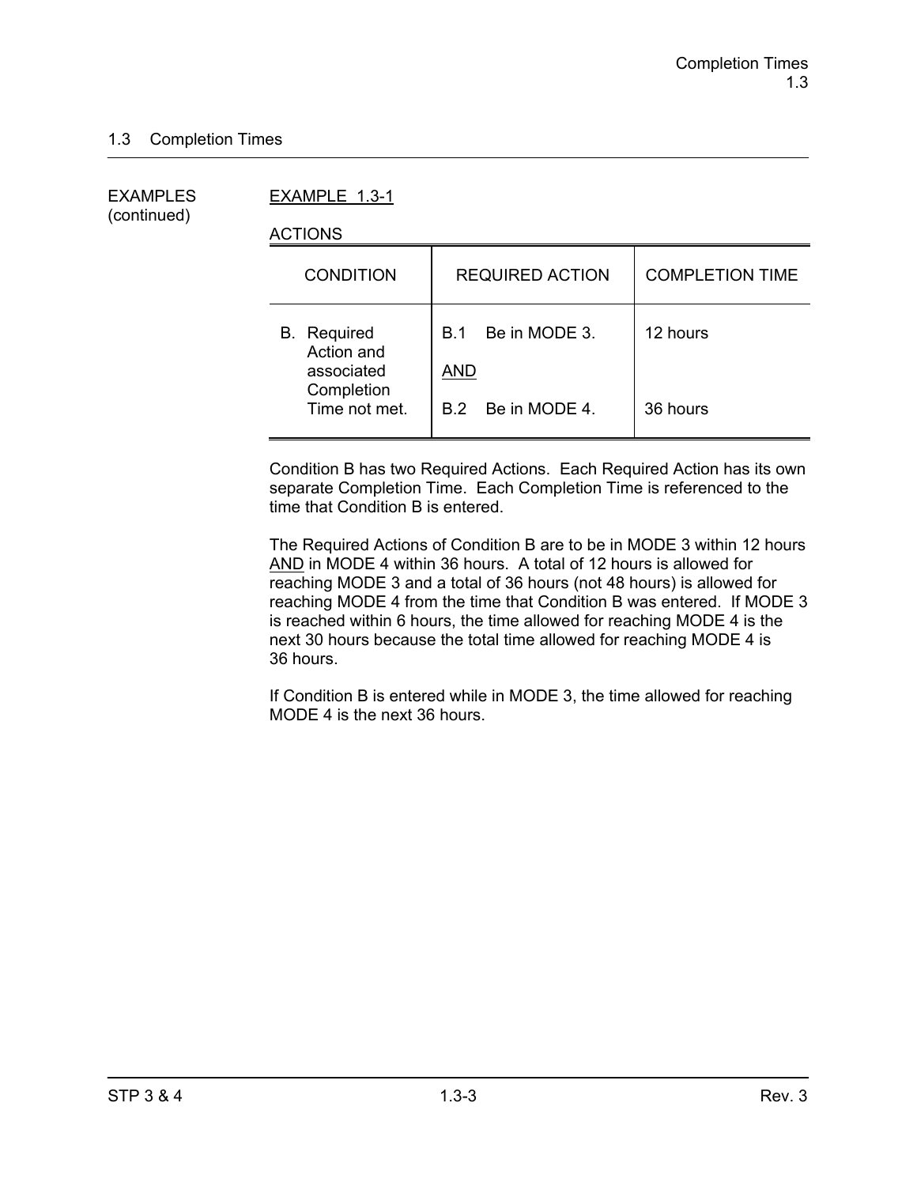## 1.3 Completion Times

EXAMPLES (continued)

EXAMPLE 1.3-1

ACTIONS

| CONDITION | REQUIRED ACTION | COMPLETION TIME |
|---|---|---|
| B. Required Action and associated Completion Time not met. | B.1 Be in MODE 3.<br><br>AND<br><br>B.2 Be in MODE 4. | 12 hours<br><br><br><br>36 hours |

Condition B has two Required Actions. Each Required Action has its own separate Completion Time. Each Completion Time is referenced to the time that Condition B is entered.

The Required Actions of Condition B are to be in MODE 3 within 12 hours AND in MODE 4 within 36 hours. A total of 12 hours is allowed for reaching MODE 3 and a total of 36 hours (not 48 hours) is allowed for reaching MODE 4 from the time that Condition B was entered. If MODE 3 is reached within 6 hours, the time allowed for reaching MODE 4 is the next 30 hours because the total time allowed for reaching MODE 4 is 36 hours.

If Condition B is entered while in MODE 3, the time allowed for reaching MODE 4 is the next 36 hours.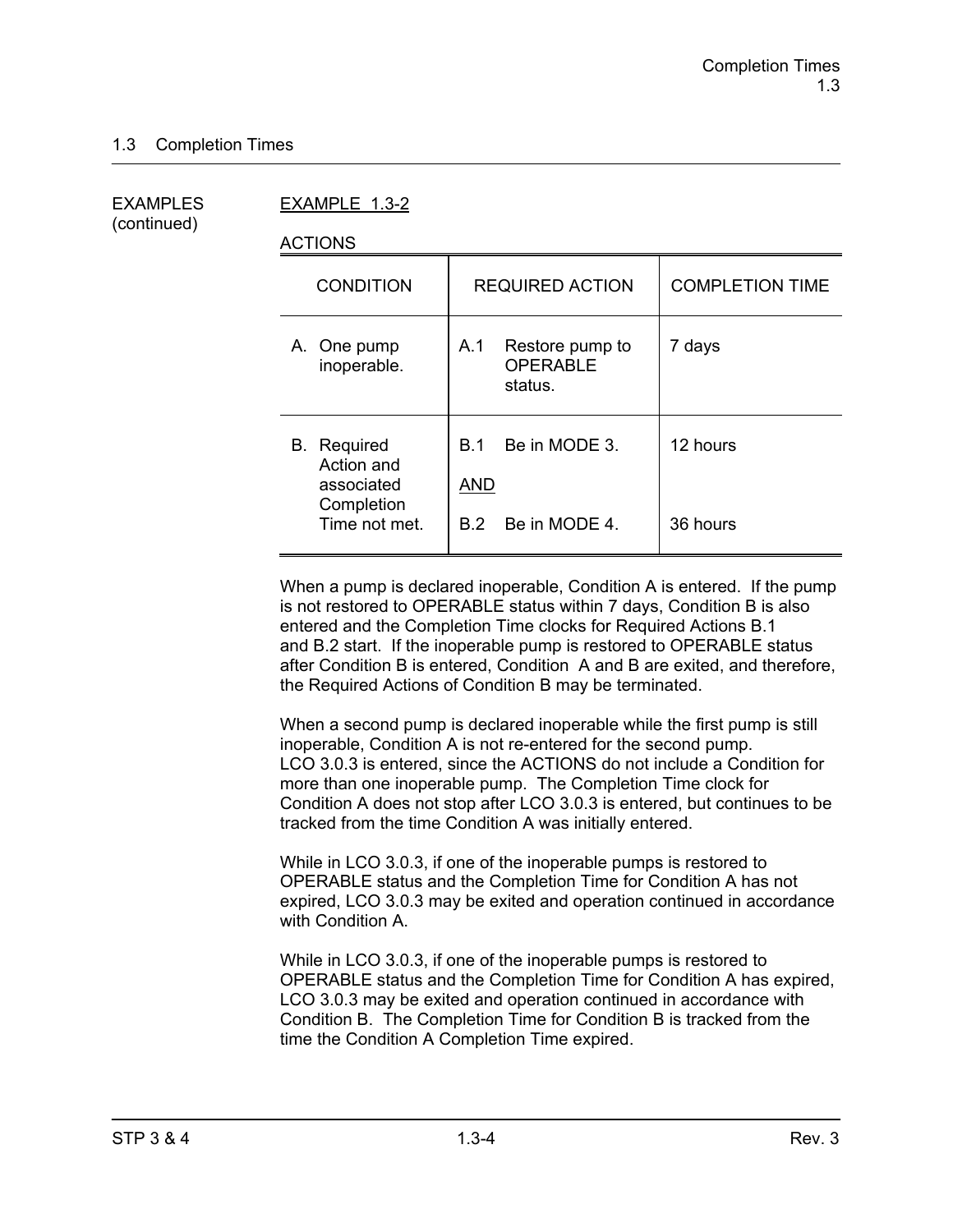## 1.3 Completion Times

EXAMPLES (continued)

EXAMPLE 1.3-2

ACTIONS

| CONDITION | REQUIRED ACTION | COMPLETION TIME |
|---|---|---|
| A. One pump inoperable. | A.1 Restore pump to OPERABLE status. | 7 days |
| B. Required Action and associated Completion Time not met. | B.1 Be in MODE 3.<br><br>AND<br><br>B.2 Be in MODE 4. | 12 hours<br><br><br><br>36 hours |

When a pump is declared inoperable, Condition A is entered. If the pump is not restored to OPERABLE status within 7 days, Condition B is also entered and the Completion Time clocks for Required Actions B.1 and B.2 start. If the inoperable pump is restored to OPERABLE status after Condition B is entered, Condition A and B are exited, and therefore, the Required Actions of Condition B may be terminated.

When a second pump is declared inoperable while the first pump is still inoperable, Condition A is not re-entered for the second pump. LCO 3.0.3 is entered, since the ACTIONS do not include a Condition for more than one inoperable pump. The Completion Time clock for Condition A does not stop after LCO 3.0.3 is entered, but continues to be tracked from the time Condition A was initially entered.

While in LCO 3.0.3, if one of the inoperable pumps is restored to OPERABLE status and the Completion Time for Condition A has not expired, LCO 3.0.3 may be exited and operation continued in accordance with Condition A.

While in LCO 3.0.3, if one of the inoperable pumps is restored to OPERABLE status and the Completion Time for Condition A has expired, LCO 3.0.3 may be exited and operation continued in accordance with Condition B. The Completion Time for Condition B is tracked from the time the Condition A Completion Time expired.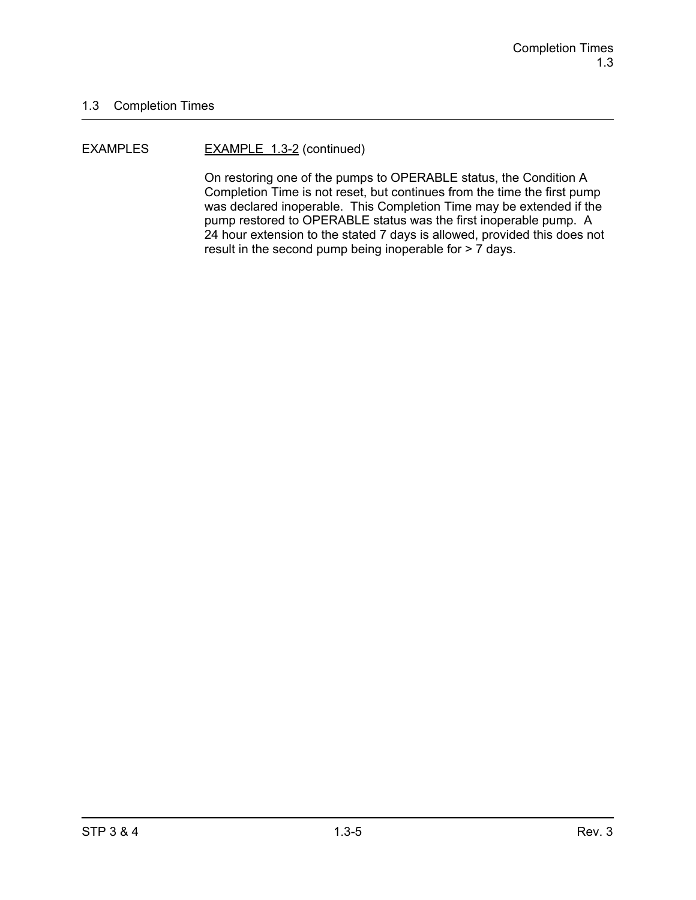## 1.3 Completion Times

EXAMPLES

EXAMPLE 1.3-2 (continued)

On restoring one of the pumps to OPERABLE status, the Condition A Completion Time is not reset, but continues from the time the first pump was declared inoperable. This Completion Time may be extended if the pump restored to OPERABLE status was the first inoperable pump. A 24 hour extension to the stated 7 days is allowed, provided this does not result in the second pump being inoperable for > 7 days.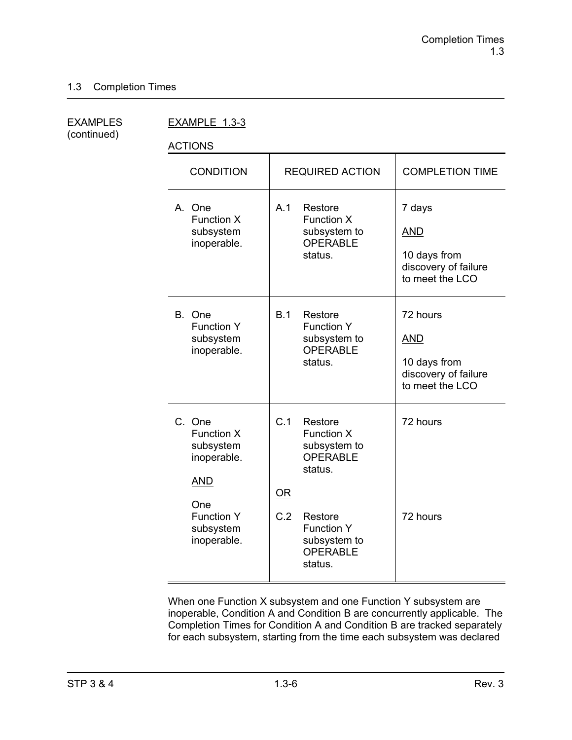## 1.3 Completion Times

EXAMPLES (continued)

EXAMPLE 1.3-3

ACTIONS

| CONDITION | REQUIRED ACTION | COMPLETION TIME |
|---|---|---|
| A. One Function X subsystem inoperable. | A.1 Restore Function X subsystem to OPERABLE status. | 7 days<br><br>AND<br><br>10 days from discovery of failure to meet the LCO |
| B. One Function Y subsystem inoperable. | B.1 Restore Function Y subsystem to OPERABLE status. | 72 hours<br><br>AND<br><br>10 days from discovery of failure to meet the LCO |
| C. One Function X subsystem inoperable.<br><br>AND<br><br>One Function Y subsystem inoperable. | C.1 Restore Function X subsystem to OPERABLE status.<br><br>OR<br><br>C.2 Restore Function Y subsystem to OPERABLE status. | 72 hours<br><br><br><br>72 hours |

When one Function X subsystem and one Function Y subsystem are inoperable, Condition A and Condition B are concurrently applicable. The Completion Times for Condition A and Condition B are tracked separately for each subsystem, starting from the time each subsystem was declared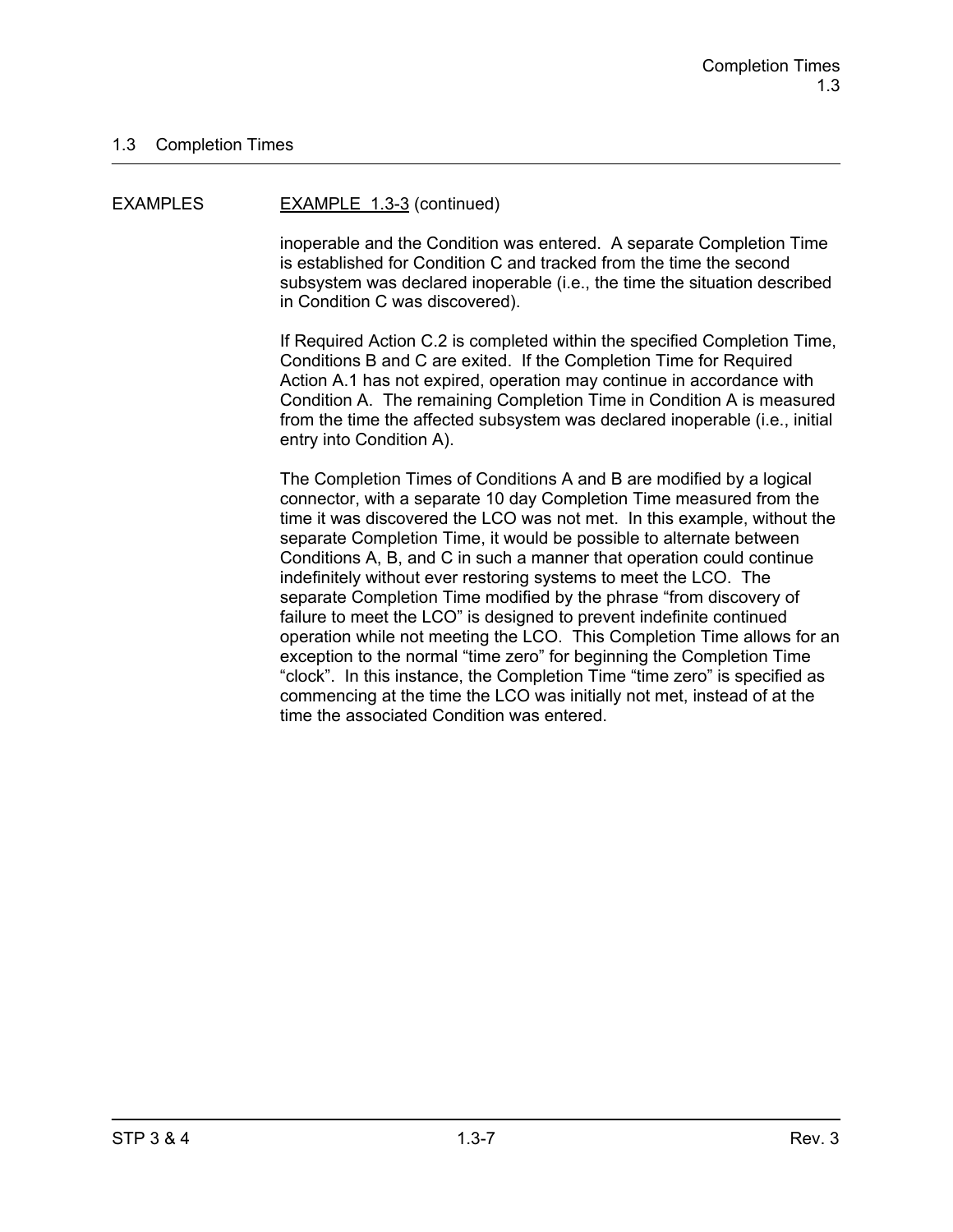## 1.3 Completion Times

EXAMPLES

EXAMPLE 1.3-3 (continued)

inoperable and the Condition was entered. A separate Completion Time is established for Condition C and tracked from the time the second subsystem was declared inoperable (i.e., the time the situation described in Condition C was discovered).

If Required Action C.2 is completed within the specified Completion Time, Conditions B and C are exited. If the Completion Time for Required Action A.1 has not expired, operation may continue in accordance with Condition A. The remaining Completion Time in Condition A is measured from the time the affected subsystem was declared inoperable (i.e., initial entry into Condition A).

The Completion Times of Conditions A and B are modified by a logical connector, with a separate 10 day Completion Time measured from the time it was discovered the LCO was not met. In this example, without the separate Completion Time, it would be possible to alternate between Conditions A, B, and C in such a manner that operation could continue indefinitely without ever restoring systems to meet the LCO. The separate Completion Time modified by the phrase "from discovery of failure to meet the LCO" is designed to prevent indefinite continued operation while not meeting the LCO. This Completion Time allows for an exception to the normal "time zero" for beginning the Completion Time "clock". In this instance, the Completion Time "time zero" is specified as commencing at the time the LCO was initially not met, instead of at the time the associated Condition was entered.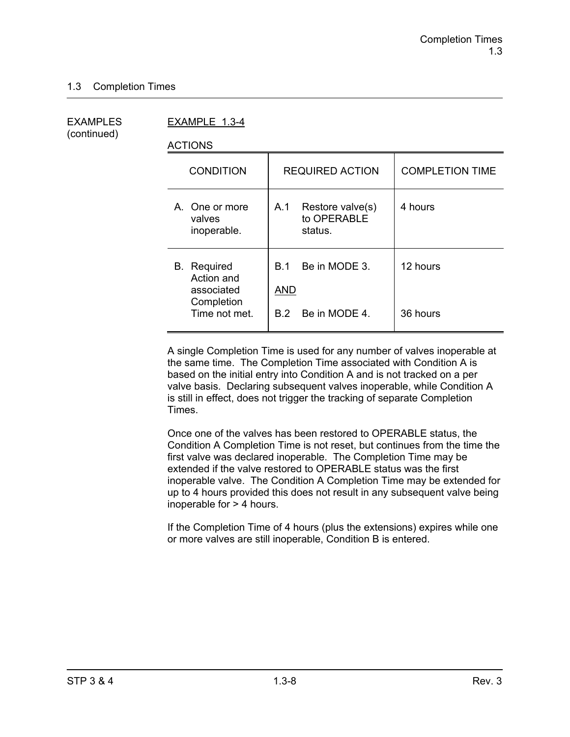## 1.3 Completion Times

EXAMPLES (continued)

EXAMPLE 1.3-4

ACTIONS

| CONDITION | REQUIRED ACTION | COMPLETION TIME |
|---|---|---|
| A. One or more valves inoperable. | A.1 Restore valve(s) to OPERABLE status. | 4 hours |
| B. Required Action and associated Completion Time not met. | B.1 Be in MODE 3. | 12 hours |
| | AND | |
| | B.2 Be in MODE 4. | 36 hours |

A single Completion Time is used for any number of valves inoperable at the same time. The Completion Time associated with Condition A is based on the initial entry into Condition A and is not tracked on a per valve basis. Declaring subsequent valves inoperable, while Condition A is still in effect, does not trigger the tracking of separate Completion Times.

Once one of the valves has been restored to OPERABLE status, the Condition A Completion Time is not reset, but continues from the time the first valve was declared inoperable. The Completion Time may be extended if the valve restored to OPERABLE status was the first inoperable valve. The Condition A Completion Time may be extended for up to 4 hours provided this does not result in any subsequent valve being inoperable for > 4 hours.

If the Completion Time of 4 hours (plus the extensions) expires while one or more valves are still inoperable, Condition B is entered.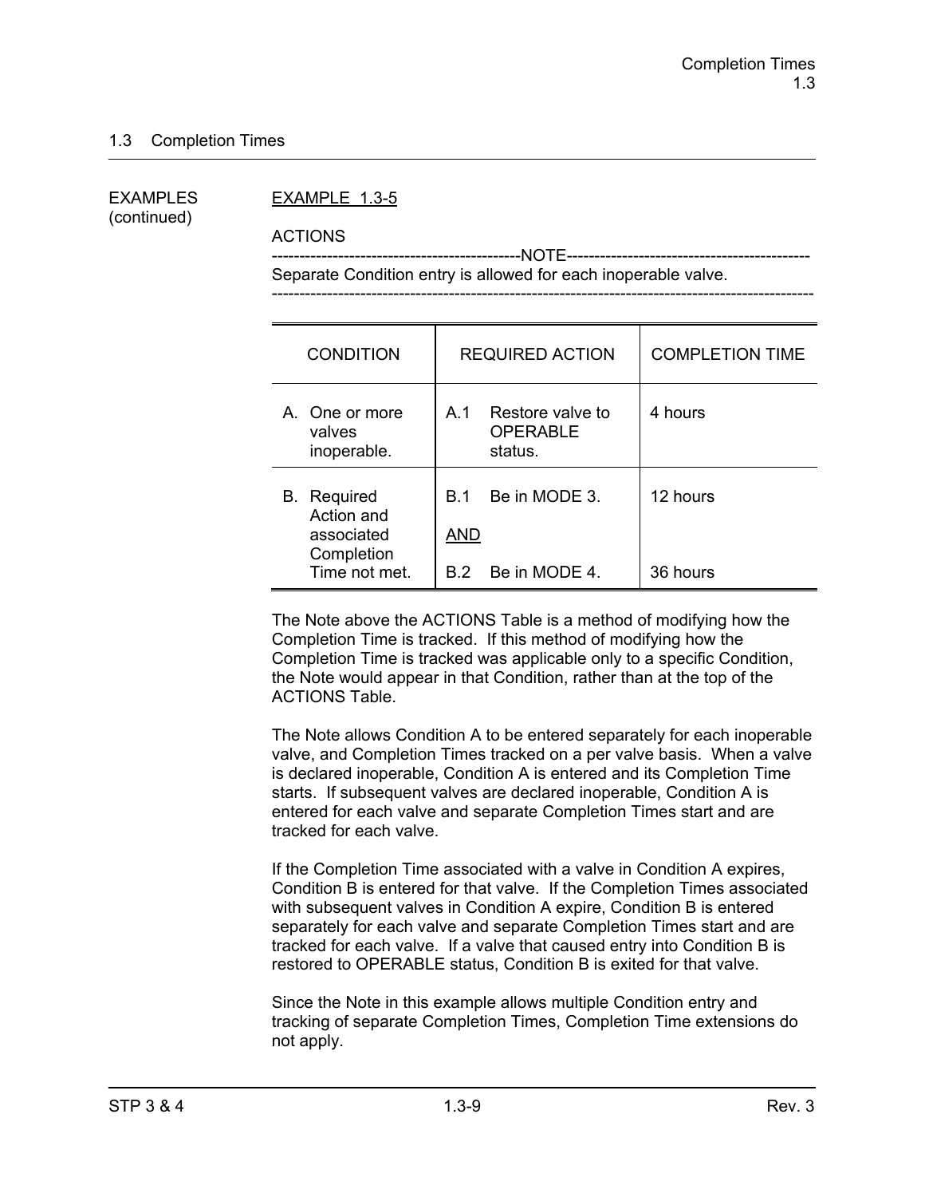## 1.3 Completion Times

EXAMPLES (continued)

EXAMPLE 1.3-5

ACTIONS

---------------------------------------------NOTE---------------------------------------------
Separate Condition entry is allowed for each inoperable valve.
-----------------------------------------------------------------------------------------------

| CONDITION | REQUIRED ACTION | COMPLETION TIME |
|---|---|---|
| A. One or more valves inoperable. | A.1 Restore valve to OPERABLE status. | 4 hours |
| B. Required Action and associated Completion Time not met. | B.1 Be in MODE 3.<br><br>AND<br><br>B.2 Be in MODE 4. | 12 hours<br><br><br><br>36 hours |

The Note above the ACTIONS Table is a method of modifying how the Completion Time is tracked. If this method of modifying how the Completion Time is tracked was applicable only to a specific Condition, the Note would appear in that Condition, rather than at the top of the ACTIONS Table.

The Note allows Condition A to be entered separately for each inoperable valve, and Completion Times tracked on a per valve basis. When a valve is declared inoperable, Condition A is entered and its Completion Time starts. If subsequent valves are declared inoperable, Condition A is entered for each valve and separate Completion Times start and are tracked for each valve.

If the Completion Time associated with a valve in Condition A expires, Condition B is entered for that valve. If the Completion Times associated with subsequent valves in Condition A expire, Condition B is entered separately for each valve and separate Completion Times start and are tracked for each valve. If a valve that caused entry into Condition B is restored to OPERABLE status, Condition B is exited for that valve.

Since the Note in this example allows multiple Condition entry and tracking of separate Completion Times, Completion Time extensions do not apply.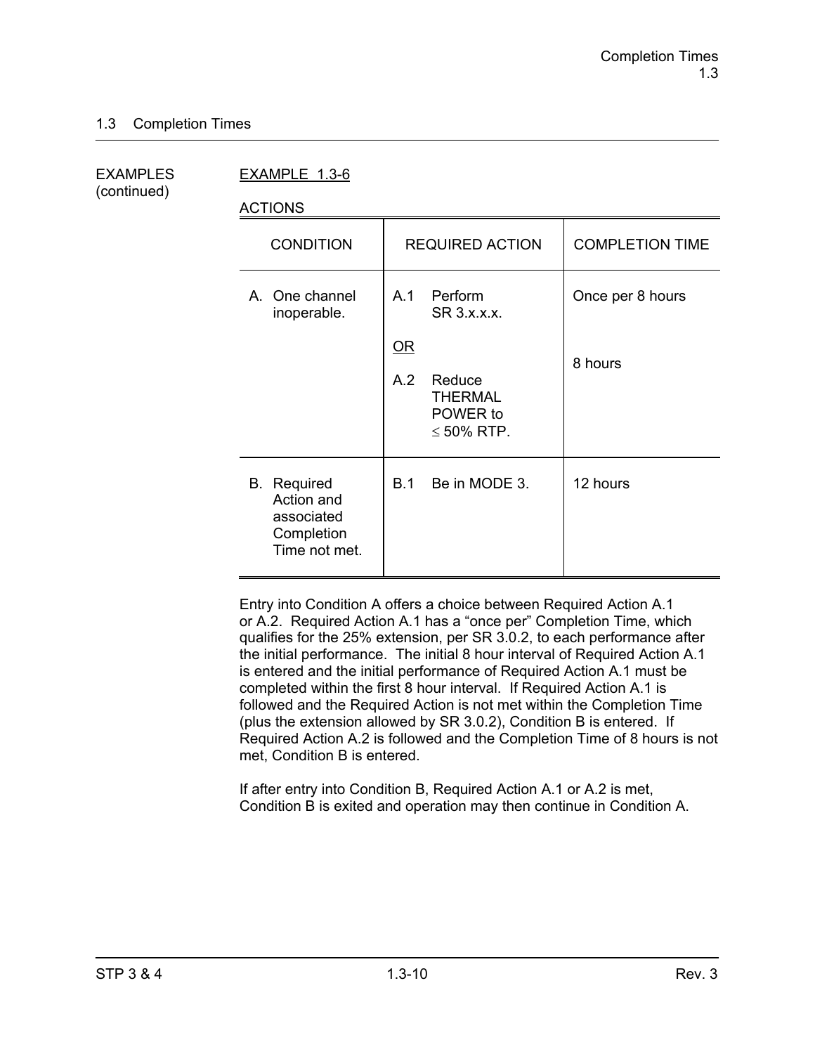## 1.3 Completion Times

EXAMPLES (continued)

EXAMPLE 1.3-6

ACTIONS

| CONDITION | REQUIRED ACTION | COMPLETION TIME |
|---|---|---|
| A. One channel inoperable. | A.1 Perform SR 3.x.x.x.<br><br>OR<br><br>A.2 Reduce THERMAL POWER to ≤ 50% RTP. | Once per 8 hours<br><br><br><br>8 hours |
| B. Required Action and associated Completion Time not met. | B.1 Be in MODE 3. | 12 hours |

Entry into Condition A offers a choice between Required Action A.1 or A.2. Required Action A.1 has a "once per" Completion Time, which qualifies for the 25% extension, per SR 3.0.2, to each performance after the initial performance. The initial 8 hour interval of Required Action A.1 is entered and the initial performance of Required Action A.1 must be completed within the first 8 hour interval. If Required Action A.1 is followed and the Required Action is not met within the Completion Time (plus the extension allowed by SR 3.0.2), Condition B is entered. If Required Action A.2 is followed and the Completion Time of 8 hours is not met, Condition B is entered.

If after entry into Condition B, Required Action A.1 or A.2 is met, Condition B is exited and operation may then continue in Condition A.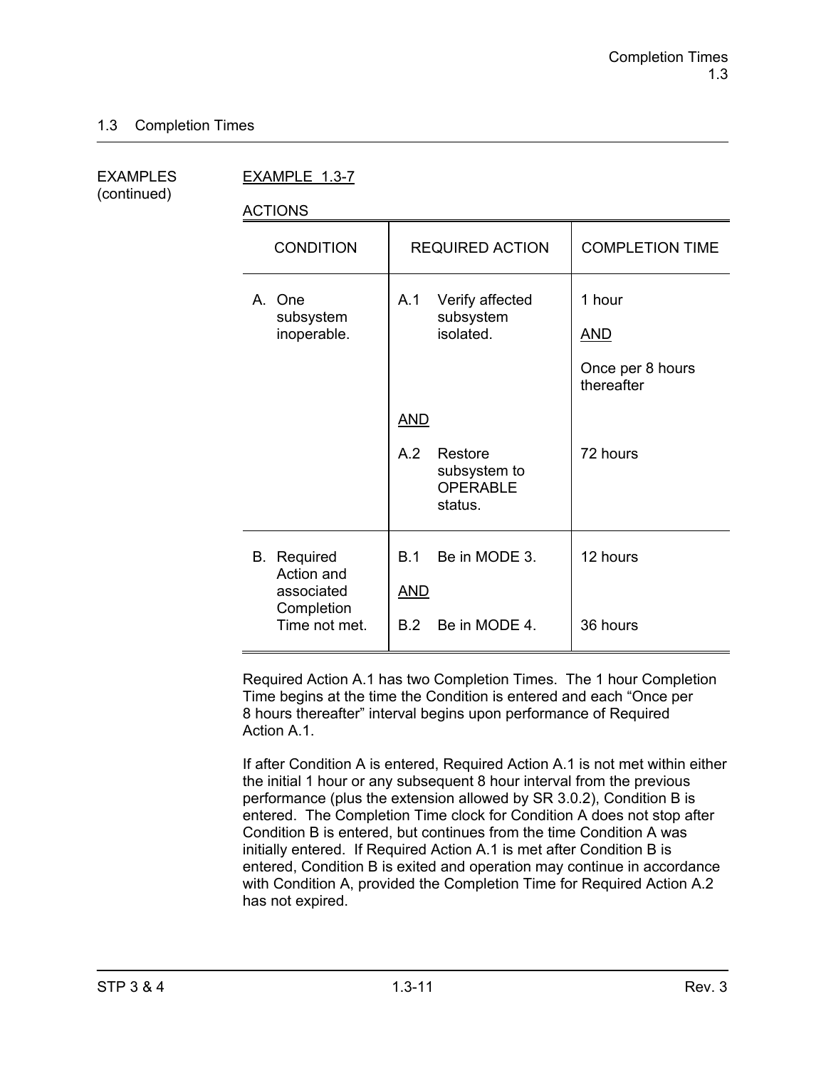## 1.3 Completion Times

EXAMPLES (continued)

EXAMPLE 1.3-7

ACTIONS

| CONDITION | REQUIRED ACTION | COMPLETION TIME |
|---|---|---|
| A. One subsystem inoperable. | A.1 Verify affected subsystem isolated. | 1 hour <br> AND <br> Once per 8 hours thereafter |
| | AND | |
| | A.2 Restore subsystem to OPERABLE status. | 72 hours |
| B. Required Action and associated Completion Time not met. | B.1 Be in MODE 3. | 12 hours |
| | AND | |
| | B.2 Be in MODE 4. | 36 hours |

Required Action A.1 has two Completion Times. The 1 hour Completion Time begins at the time the Condition is entered and each "Once per 8 hours thereafter" interval begins upon performance of Required Action A.1.

If after Condition A is entered, Required Action A.1 is not met within either the initial 1 hour or any subsequent 8 hour interval from the previous performance (plus the extension allowed by SR 3.0.2), Condition B is entered. The Completion Time clock for Condition A does not stop after Condition B is entered, but continues from the time Condition A was initially entered. If Required Action A.1 is met after Condition B is entered, Condition B is exited and operation may continue in accordance with Condition A, provided the Completion Time for Required Action A.2 has not expired.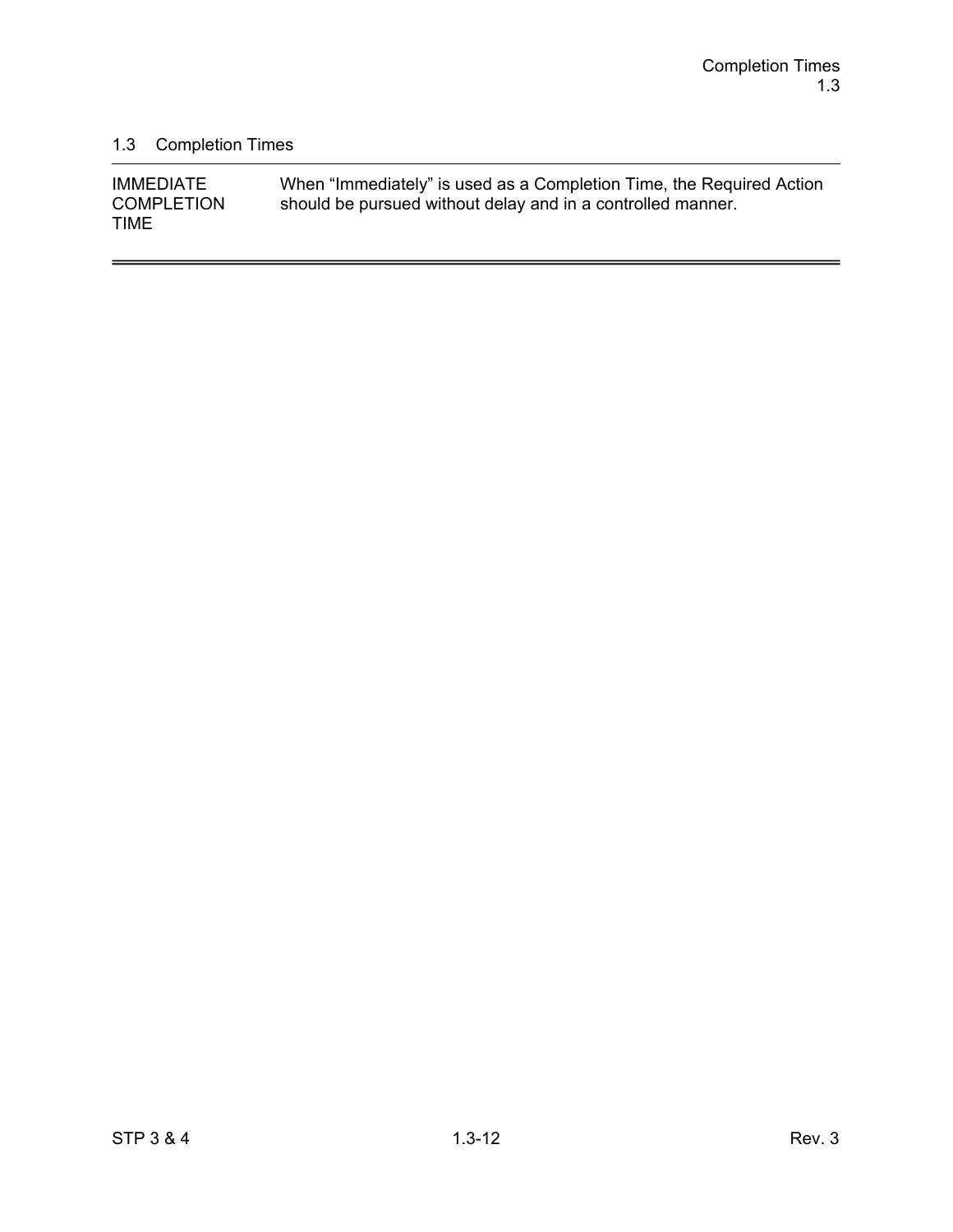## 1.3 Completion Times

| | |
|---|---|
| IMMEDIATE COMPLETION TIME | When "Immediately" is used as a Completion Time, the Required Action should be pursued without delay and in a controlled manner. |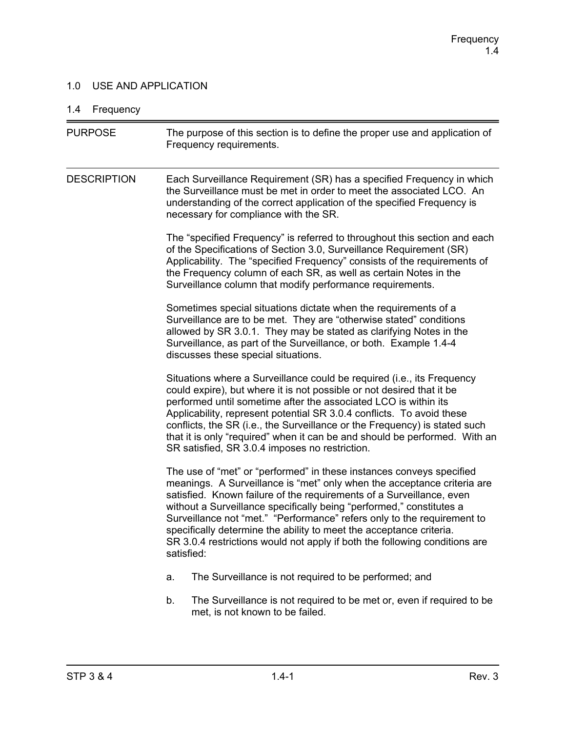## 1.0 USE AND APPLICATION

### 1.4 Frequency

**PURPOSE**

The purpose of this section is to define the proper use and application of Frequency requirements.

**DESCRIPTION**

Each Surveillance Requirement (SR) has a specified Frequency in which the Surveillance must be met in order to meet the associated LCO. An understanding of the correct application of the specified Frequency is necessary for compliance with the SR.

The "specified Frequency" is referred to throughout this section and each of the Specifications of Section 3.0, Surveillance Requirement (SR) Applicability. The "specified Frequency" consists of the requirements of the Frequency column of each SR, as well as certain Notes in the Surveillance column that modify performance requirements.

Sometimes special situations dictate when the requirements of a Surveillance are to be met. They are "otherwise stated" conditions allowed by SR 3.0.1. They may be stated as clarifying Notes in the Surveillance, as part of the Surveillance, or both. Example 1.4-4 discusses these special situations.

Situations where a Surveillance could be required (i.e., its Frequency could expire), but where it is not possible or not desired that it be performed until sometime after the associated LCO is within its Applicability, represent potential SR 3.0.4 conflicts. To avoid these conflicts, the SR (i.e., the Surveillance or the Frequency) is stated such that it is only "required" when it can be and should be performed. With an SR satisfied, SR 3.0.4 imposes no restriction.

The use of "met" or "performed" in these instances conveys specified meanings. A Surveillance is "met" only when the acceptance criteria are satisfied. Known failure of the requirements of a Surveillance, even without a Surveillance specifically being "performed," constitutes a Surveillance not "met." "Performance" refers only to the requirement to specifically determine the ability to meet the acceptance criteria. SR 3.0.4 restrictions would not apply if both the following conditions are satisfied:

a. The Surveillance is not required to be performed; and

b. The Surveillance is not required to be met or, even if required to be met, is not known to be failed.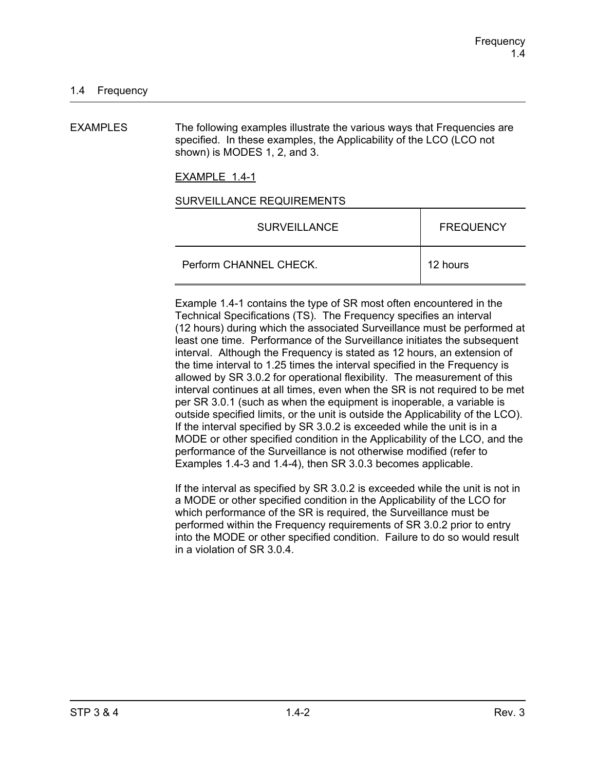## 1.4 Frequency

EXAMPLES

The following examples illustrate the various ways that Frequencies are specified. In these examples, the Applicability of the LCO (LCO not shown) is MODES 1, 2, and 3.

EXAMPLE 1.4-1

SURVEILLANCE REQUIREMENTS

| SURVEILLANCE | FREQUENCY |
| --- | --- |
| Perform CHANNEL CHECK. | 12 hours |

Example 1.4-1 contains the type of SR most often encountered in the Technical Specifications (TS). The Frequency specifies an interval (12 hours) during which the associated Surveillance must be performed at least one time. Performance of the Surveillance initiates the subsequent interval. Although the Frequency is stated as 12 hours, an extension of the time interval to 1.25 times the interval specified in the Frequency is allowed by SR 3.0.2 for operational flexibility. The measurement of this interval continues at all times, even when the SR is not required to be met per SR 3.0.1 (such as when the equipment is inoperable, a variable is outside specified limits, or the unit is outside the Applicability of the LCO). If the interval specified by SR 3.0.2 is exceeded while the unit is in a MODE or other specified condition in the Applicability of the LCO, and the performance of the Surveillance is not otherwise modified (refer to Examples 1.4-3 and 1.4-4), then SR 3.0.3 becomes applicable.

If the interval as specified by SR 3.0.2 is exceeded while the unit is not in a MODE or other specified condition in the Applicability of the LCO for which performance of the SR is required, the Surveillance must be performed within the Frequency requirements of SR 3.0.2 prior to entry into the MODE or other specified condition. Failure to do so would result in a violation of SR 3.0.4.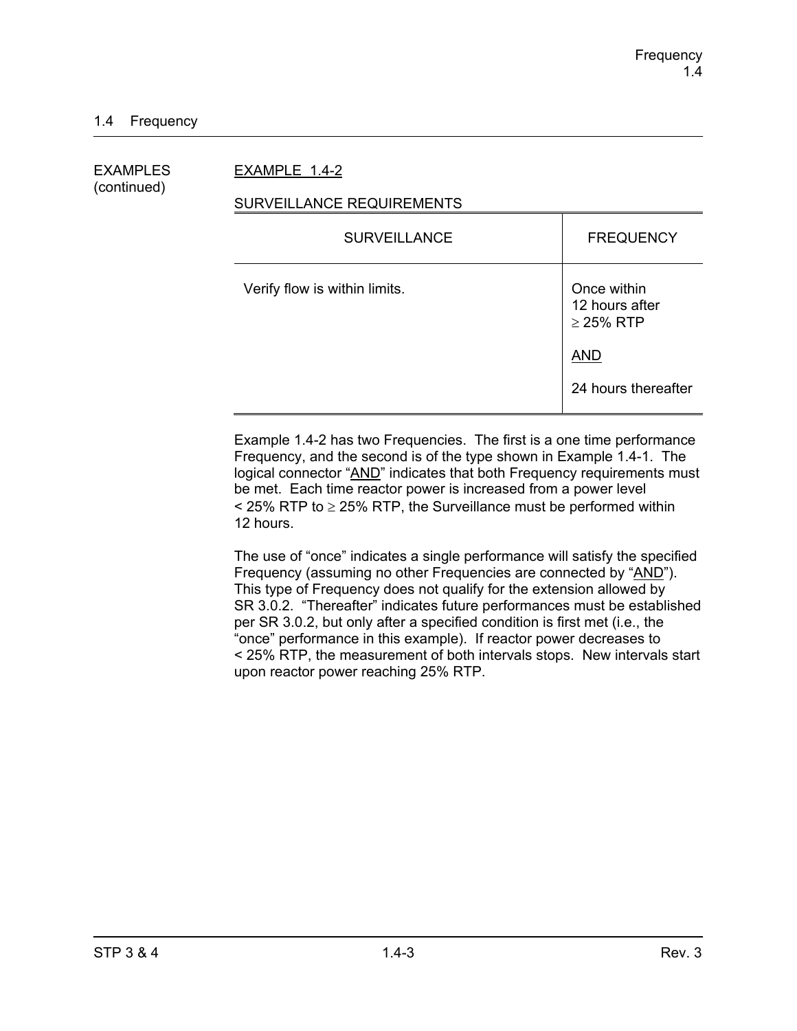## 1.4 Frequency

EXAMPLES (continued)

EXAMPLE 1.4-2

SURVEILLANCE REQUIREMENTS

| SURVEILLANCE | FREQUENCY |
|---|---|
| Verify flow is within limits. | Once within 12 hours after $\geq$ 25% RTP<br><br>AND<br><br>24 hours thereafter |

Example 1.4-2 has two Frequencies. The first is a one time performance Frequency, and the second is of the type shown in Example 1.4-1. The logical connector "AND" indicates that both Frequency requirements must be met. Each time reactor power is increased from a power level < 25% RTP to $\geq$ 25% RTP, the Surveillance must be performed within 12 hours.

The use of "once" indicates a single performance will satisfy the specified Frequency (assuming no other Frequencies are connected by "AND"). This type of Frequency does not qualify for the extension allowed by SR 3.0.2. "Thereafter" indicates future performances must be established per SR 3.0.2, but only after a specified condition is first met (i.e., the "once" performance in this example). If reactor power decreases to < 25% RTP, the measurement of both intervals stops. New intervals start upon reactor power reaching 25% RTP.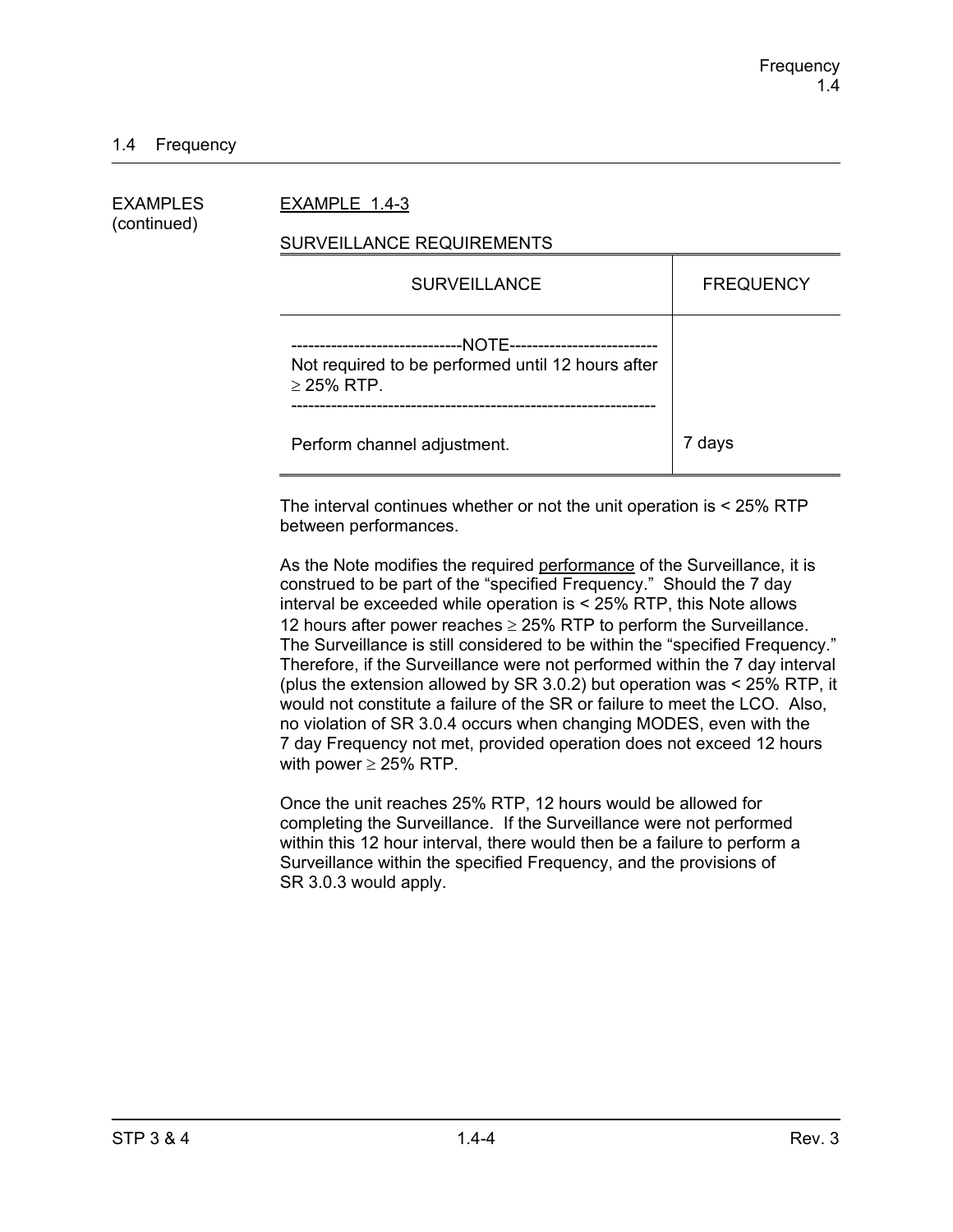## 1.4 Frequency

EXAMPLES (continued)

EXAMPLE 1.4-3

SURVEILLANCE REQUIREMENTS

| SURVEILLANCE | FREQUENCY |
|---|---|
| -----------------------------NOTE-------------------------- Not required to be performed until 12 hours after $\geq$ 25% RTP. --------------------------------------------------------------- Perform channel adjustment. | 7 days |

The interval continues whether or not the unit operation is < 25% RTP between performances.

As the Note modifies the required performance of the Surveillance, it is construed to be part of the "specified Frequency." Should the 7 day interval be exceeded while operation is < 25% RTP, this Note allows 12 hours after power reaches $\geq$ 25% RTP to perform the Surveillance. The Surveillance is still considered to be within the "specified Frequency." Therefore, if the Surveillance were not performed within the 7 day interval (plus the extension allowed by SR 3.0.2) but operation was < 25% RTP, it would not constitute a failure of the SR or failure to meet the LCO. Also, no violation of SR 3.0.4 occurs when changing MODES, even with the 7 day Frequency not met, provided operation does not exceed 12 hours with power $\geq$ 25% RTP.

Once the unit reaches 25% RTP, 12 hours would be allowed for completing the Surveillance. If the Surveillance were not performed within this 12 hour interval, there would then be a failure to perform a Surveillance within the specified Frequency, and the provisions of SR 3.0.3 would apply.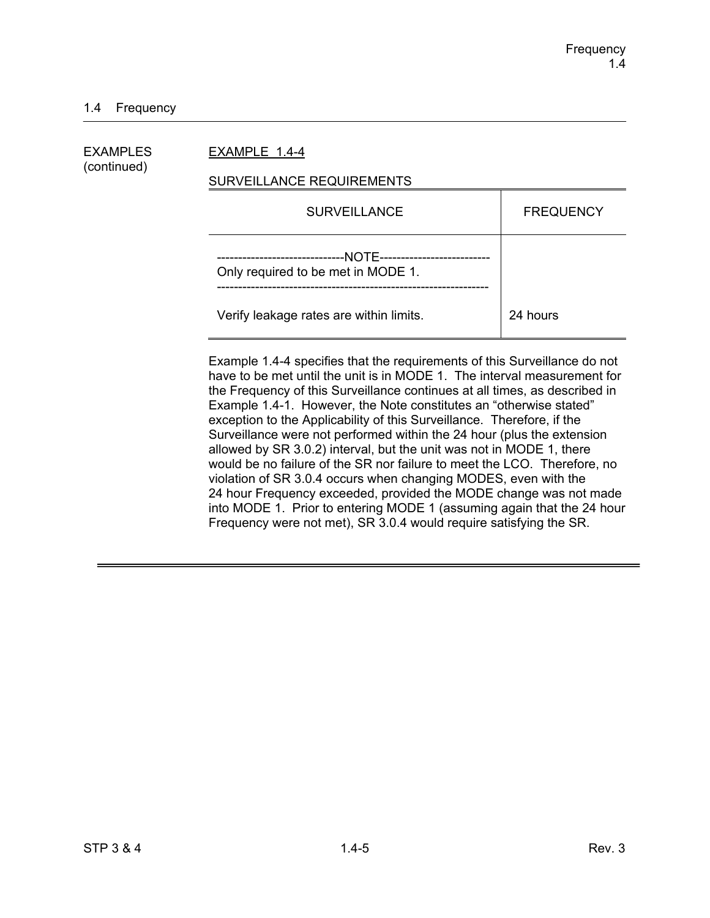## 1.4 Frequency

EXAMPLES (continued)

EXAMPLE 1.4-4

SURVEILLANCE REQUIREMENTS

| SURVEILLANCE | FREQUENCY |
|---|---|
| -----------------------------NOTE-------------------------- Only required to be met in MODE 1. ------------------------------------------------------------- Verify leakage rates are within limits. | 24 hours |

Example 1.4-4 specifies that the requirements of this Surveillance do not have to be met until the unit is in MODE 1. The interval measurement for the Frequency of this Surveillance continues at all times, as described in Example 1.4-1. However, the Note constitutes an "otherwise stated" exception to the Applicability of this Surveillance. Therefore, if the Surveillance were not performed within the 24 hour (plus the extension allowed by SR 3.0.2) interval, but the unit was not in MODE 1, there would be no failure of the SR nor failure to meet the LCO. Therefore, no violation of SR 3.0.4 occurs when changing MODES, even with the 24 hour Frequency exceeded, provided the MODE change was not made into MODE 1. Prior to entering MODE 1 (assuming again that the 24 hour Frequency were not met), SR 3.0.4 would require satisfying the SR.